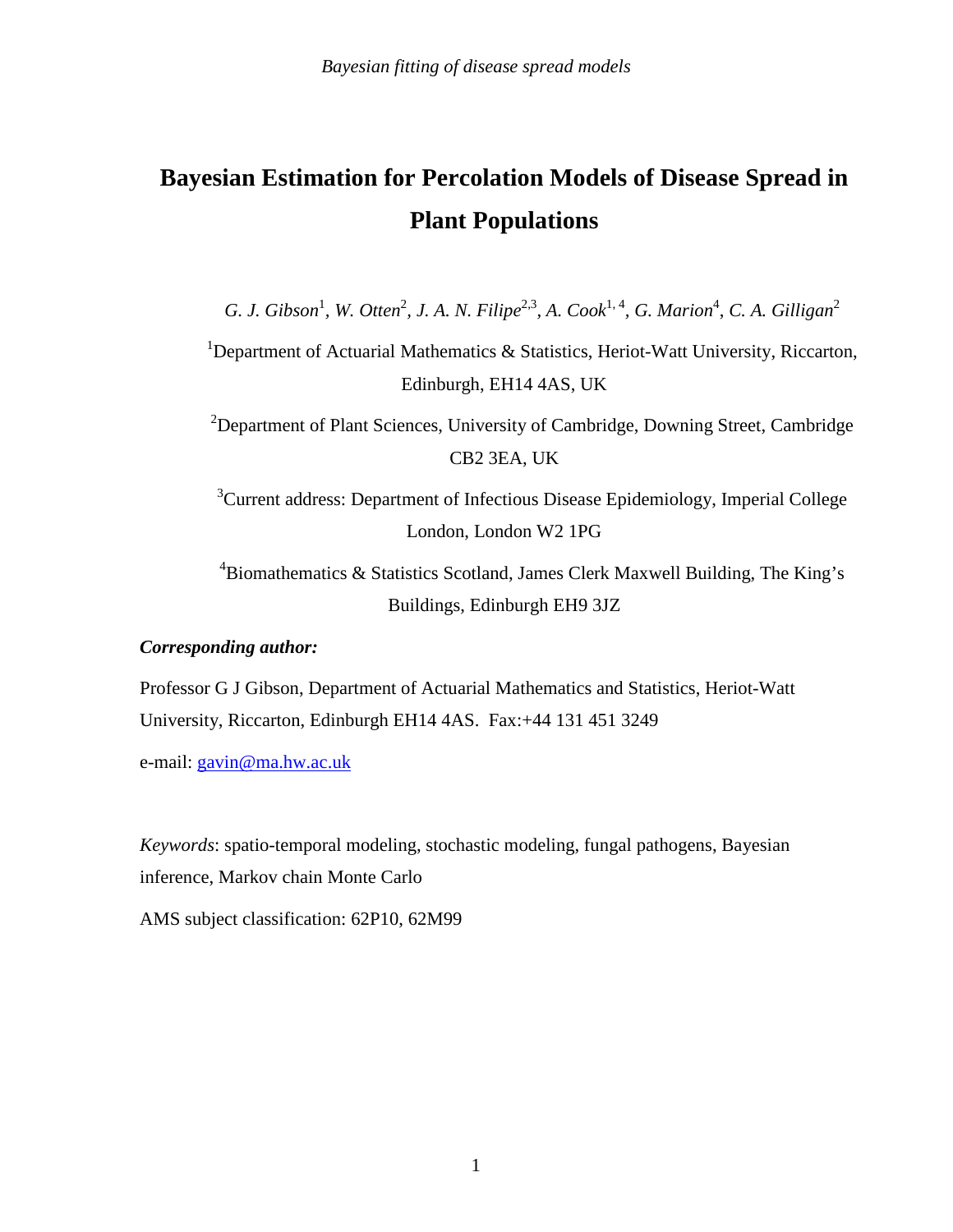# Bayesian Estimation for Percolation Models of Disease Spread in Plant Populations

*G. J. Gibson*[1], *W. Otten*[2], *J. A. N. Filipe*[2,3], *A. Cook*[1,4], *G. Marion*[4], *C. A. Gilligan*[2]

[1]Department of Actuarial Mathematics & Statistics, Heriot-Watt University, Riccarton, Edinburgh, EH14 4AS, UK

[2]Department of Plant Sciences, University of Cambridge, Downing Street, Cambridge CB2 3EA, UK

[3]Current address: Department of Infectious Disease Epidemiology, Imperial College London, London W2 1PG

[4]Biomathematics & Statistics Scotland, James Clerk Maxwell Building, The King's Buildings, Edinburgh EH9 3JZ

***Corresponding author:***

Professor G J Gibson, Department of Actuarial Mathematics and Statistics, Heriot-Watt University, Riccarton, Edinburgh EH14 4AS. Fax:+44 131 451 3249

e-mail: gavin@ma.hw.ac.uk

*Keywords*: spatio-temporal modeling, stochastic modeling, fungal pathogens, Bayesian inference, Markov chain Monte Carlo

AMS subject classification: 62P10, 62M99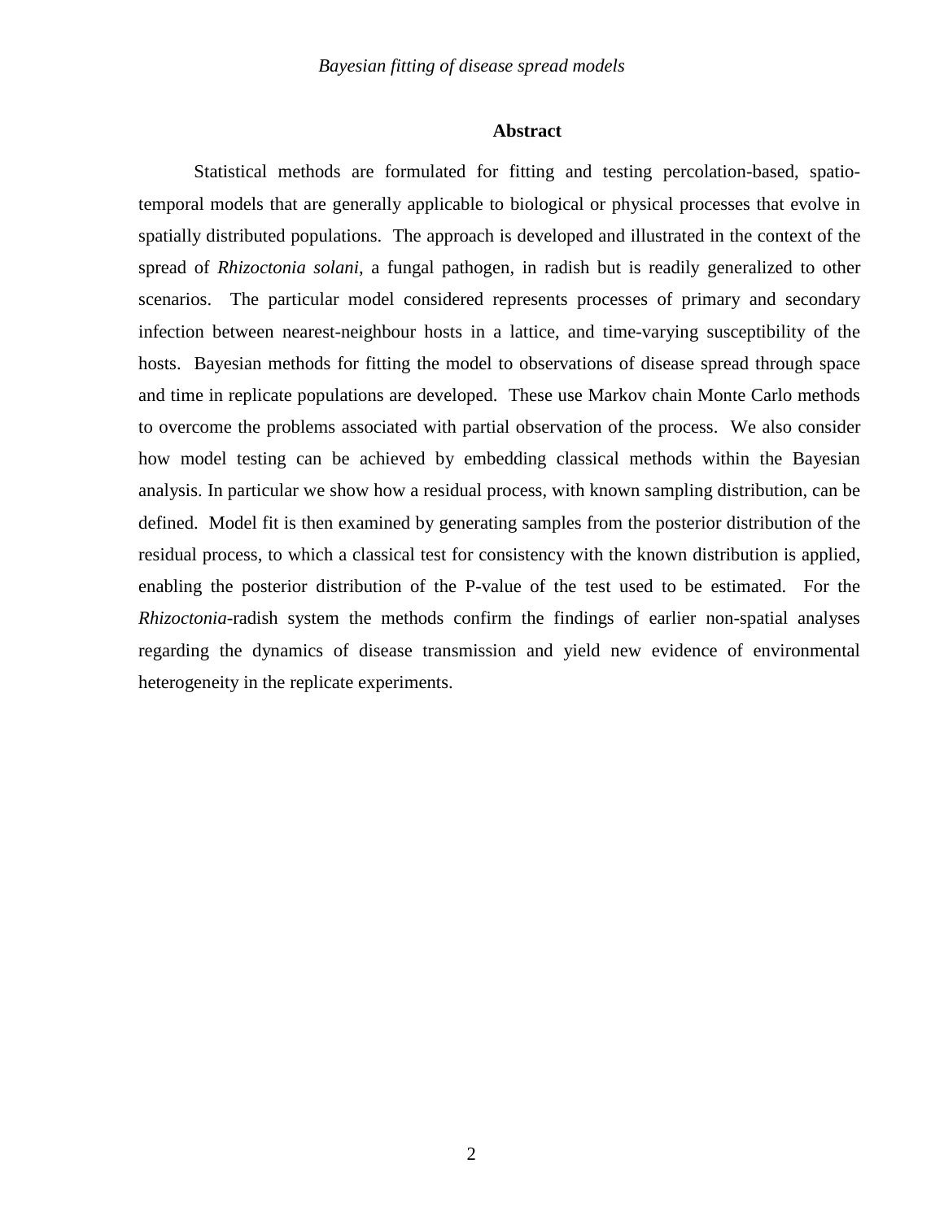## Abstract

Statistical methods are formulated for fitting and testing percolation-based, spatio-temporal models that are generally applicable to biological or physical processes that evolve in spatially distributed populations. The approach is developed and illustrated in the context of the spread of *Rhizoctonia solani,* a fungal pathogen, in radish but is readily generalized to other scenarios. The particular model considered represents processes of primary and secondary infection between nearest-neighbour hosts in a lattice, and time-varying susceptibility of the hosts. Bayesian methods for fitting the model to observations of disease spread through space and time in replicate populations are developed. These use Markov chain Monte Carlo methods to overcome the problems associated with partial observation of the process. We also consider how model testing can be achieved by embedding classical methods within the Bayesian analysis. In particular we show how a residual process, with known sampling distribution, can be defined. Model fit is then examined by generating samples from the posterior distribution of the residual process, to which a classical test for consistency with the known distribution is applied, enabling the posterior distribution of the P-value of the test used to be estimated. For the *Rhizoctonia*-radish system the methods confirm the findings of earlier non-spatial analyses regarding the dynamics of disease transmission and yield new evidence of environmental heterogeneity in the replicate experiments.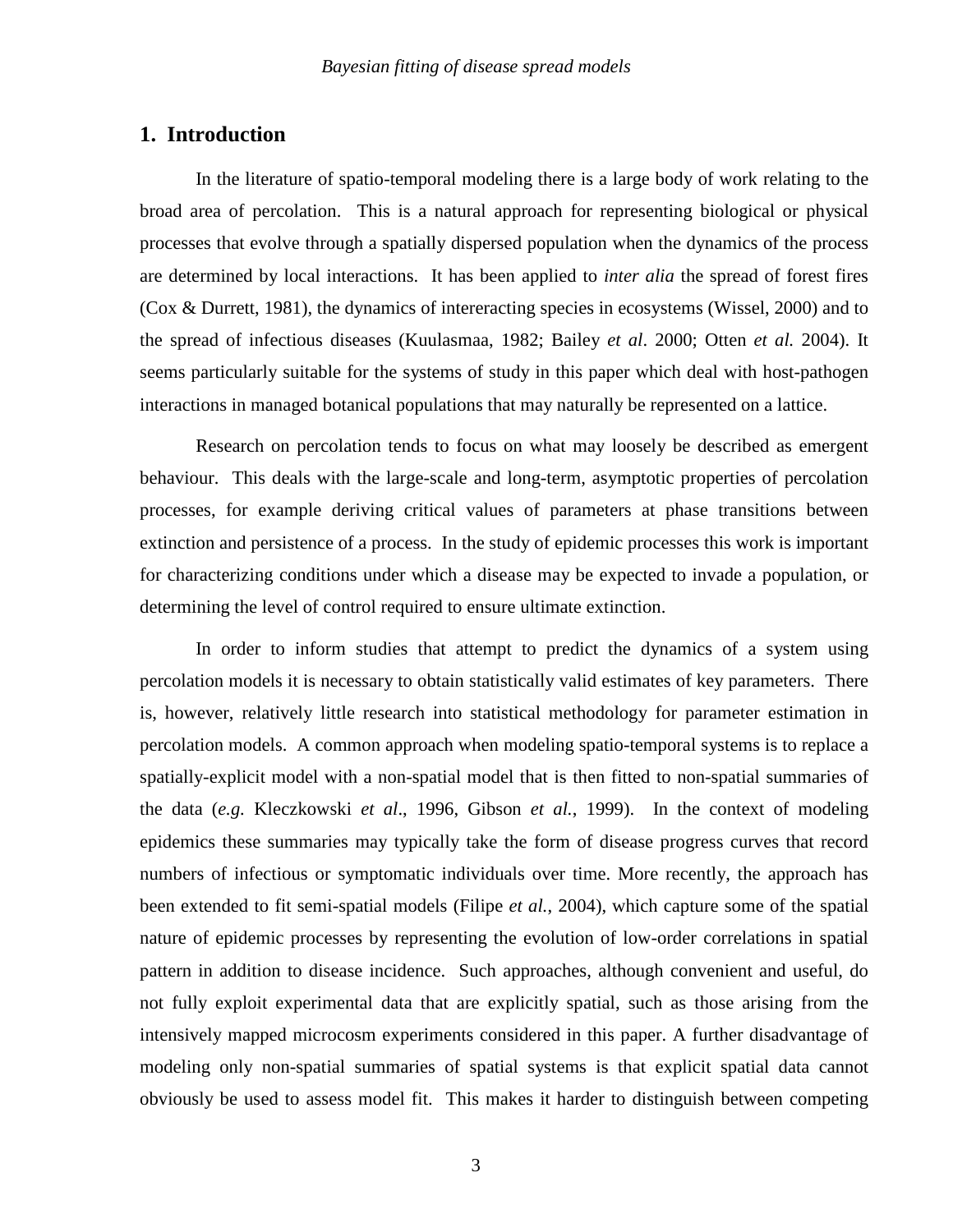## 1. Introduction

In the literature of spatio-temporal modeling there is a large body of work relating to the broad area of percolation. This is a natural approach for representing biological or physical processes that evolve through a spatially dispersed population when the dynamics of the process are determined by local interactions. It has been applied to *inter alia* the spread of forest fires (Cox & Durrett, 1981), the dynamics of intereracting species in ecosystems (Wissel, 2000) and to the spread of infectious diseases (Kuulasmaa, 1982; Bailey *et al*. 2000; Otten *et al.* 2004). It seems particularly suitable for the systems of study in this paper which deal with host-pathogen interactions in managed botanical populations that may naturally be represented on a lattice.

Research on percolation tends to focus on what may loosely be described as emergent behaviour. This deals with the large-scale and long-term, asymptotic properties of percolation processes, for example deriving critical values of parameters at phase transitions between extinction and persistence of a process. In the study of epidemic processes this work is important for characterizing conditions under which a disease may be expected to invade a population, or determining the level of control required to ensure ultimate extinction.

In order to inform studies that attempt to predict the dynamics of a system using percolation models it is necessary to obtain statistically valid estimates of key parameters. There is, however, relatively little research into statistical methodology for parameter estimation in percolation models. A common approach when modeling spatio-temporal systems is to replace a spatially-explicit model with a non-spatial model that is then fitted to non-spatial summaries of the data (*e.g.* Kleczkowski *et al*., 1996, Gibson *et al.*, 1999). In the context of modeling epidemics these summaries may typically take the form of disease progress curves that record numbers of infectious or symptomatic individuals over time. More recently, the approach has been extended to fit semi-spatial models (Filipe *et al.*, 2004), which capture some of the spatial nature of epidemic processes by representing the evolution of low-order correlations in spatial pattern in addition to disease incidence. Such approaches, although convenient and useful, do not fully exploit experimental data that are explicitly spatial, such as those arising from the intensively mapped microcosm experiments considered in this paper. A further disadvantage of modeling only non-spatial summaries of spatial systems is that explicit spatial data cannot obviously be used to assess model fit. This makes it harder to distinguish between competing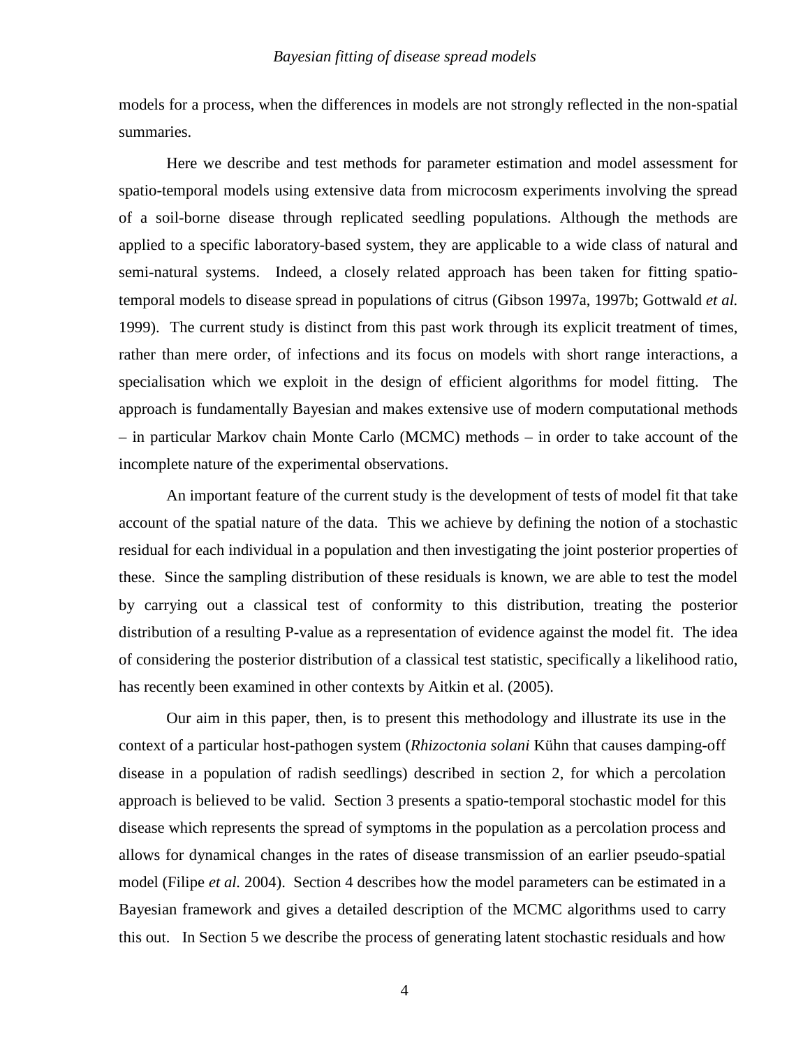models for a process, when the differences in models are not strongly reflected in the non-spatial summaries.

Here we describe and test methods for parameter estimation and model assessment for spatio-temporal models using extensive data from microcosm experiments involving the spread of a soil-borne disease through replicated seedling populations. Although the methods are applied to a specific laboratory-based system, they are applicable to a wide class of natural and semi-natural systems. Indeed, a closely related approach has been taken for fitting spatio-temporal models to disease spread in populations of citrus (Gibson 1997a, 1997b; Gottwald *et al.* 1999). The current study is distinct from this past work through its explicit treatment of times, rather than mere order, of infections and its focus on models with short range interactions, a specialisation which we exploit in the design of efficient algorithms for model fitting. The approach is fundamentally Bayesian and makes extensive use of modern computational methods – in particular Markov chain Monte Carlo (MCMC) methods – in order to take account of the incomplete nature of the experimental observations.

An important feature of the current study is the development of tests of model fit that take account of the spatial nature of the data. This we achieve by defining the notion of a stochastic residual for each individual in a population and then investigating the joint posterior properties of these. Since the sampling distribution of these residuals is known, we are able to test the model by carrying out a classical test of conformity to this distribution, treating the posterior distribution of a resulting P-value as a representation of evidence against the model fit. The idea of considering the posterior distribution of a classical test statistic, specifically a likelihood ratio, has recently been examined in other contexts by Aitkin et al. (2005).

Our aim in this paper, then, is to present this methodology and illustrate its use in the context of a particular host-pathogen system (*Rhizoctonia solani* Kühn that causes damping-off disease in a population of radish seedlings) described in section 2, for which a percolation approach is believed to be valid. Section 3 presents a spatio-temporal stochastic model for this disease which represents the spread of symptoms in the population as a percolation process and allows for dynamical changes in the rates of disease transmission of an earlier pseudo-spatial model (Filipe *et al.* 2004). Section 4 describes how the model parameters can be estimated in a Bayesian framework and gives a detailed description of the MCMC algorithms used to carry this out. In Section 5 we describe the process of generating latent stochastic residuals and how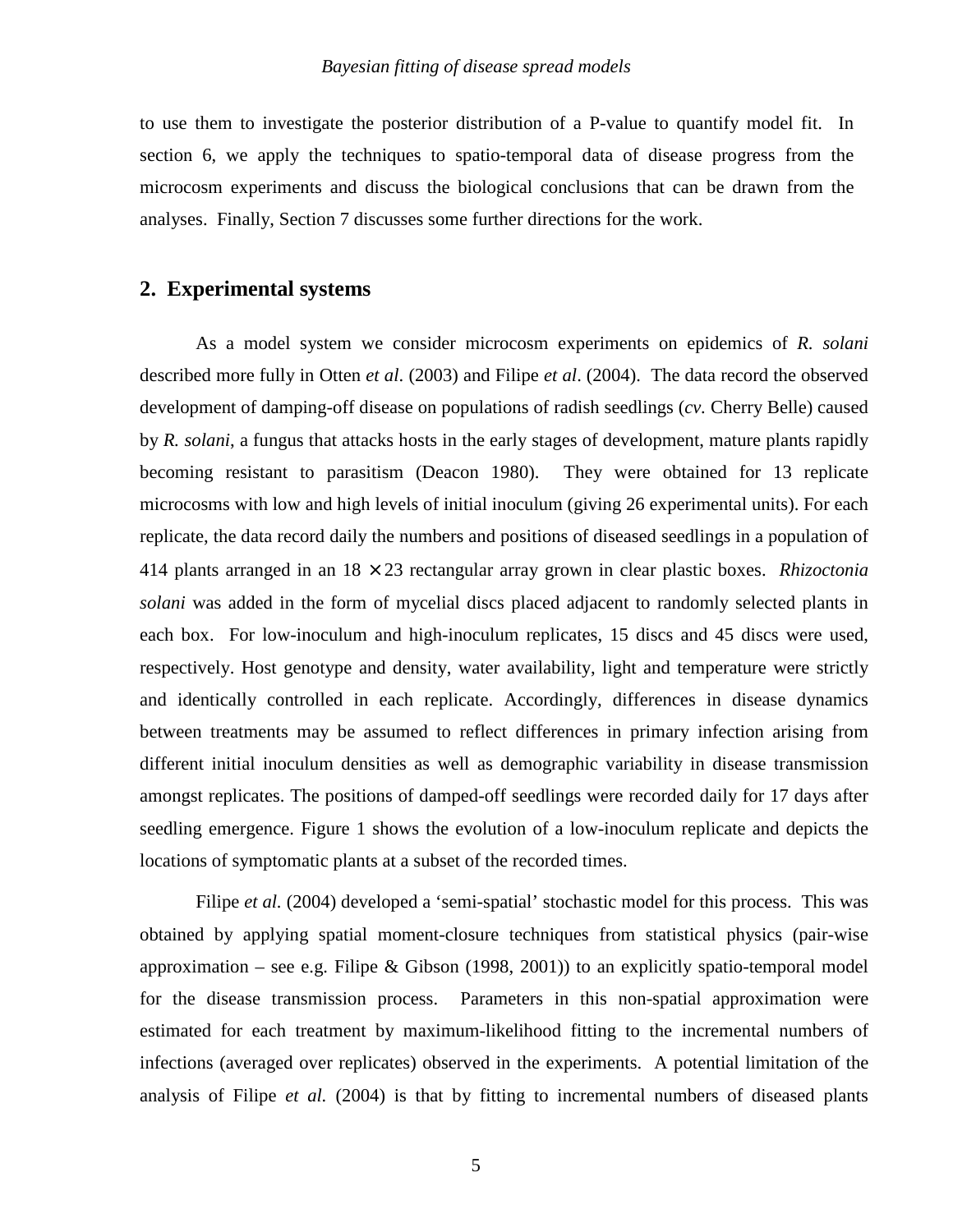to use them to investigate the posterior distribution of a P-value to quantify model fit. In section 6, we apply the techniques to spatio-temporal data of disease progress from the microcosm experiments and discuss the biological conclusions that can be drawn from the analyses. Finally, Section 7 discusses some further directions for the work.

## 2. Experimental systems

As a model system we consider microcosm experiments on epidemics of *R. solani* described more fully in Otten *et al*. (2003) and Filipe *et al*. (2004). The data record the observed development of damping-off disease on populations of radish seedlings (*cv.* Cherry Belle) caused by *R. solani*, a fungus that attacks hosts in the early stages of development, mature plants rapidly becoming resistant to parasitism (Deacon 1980). They were obtained for 13 replicate microcosms with low and high levels of initial inoculum (giving 26 experimental units). For each replicate, the data record daily the numbers and positions of diseased seedlings in a population of 414 plants arranged in an $18 \times 23$ rectangular array grown in clear plastic boxes. *Rhizoctonia solani* was added in the form of mycelial discs placed adjacent to randomly selected plants in each box. For low-inoculum and high-inoculum replicates, 15 discs and 45 discs were used, respectively. Host genotype and density, water availability, light and temperature were strictly and identically controlled in each replicate. Accordingly, differences in disease dynamics between treatments may be assumed to reflect differences in primary infection arising from different initial inoculum densities as well as demographic variability in disease transmission amongst replicates. The positions of damped-off seedlings were recorded daily for 17 days after seedling emergence. Figure 1 shows the evolution of a low-inoculum replicate and depicts the locations of symptomatic plants at a subset of the recorded times.

Filipe *et al.* (2004) developed a 'semi-spatial' stochastic model for this process. This was obtained by applying spatial moment-closure techniques from statistical physics (pair-wise approximation – see e.g. Filipe & Gibson (1998, 2001)) to an explicitly spatio-temporal model for the disease transmission process. Parameters in this non-spatial approximation were estimated for each treatment by maximum-likelihood fitting to the incremental numbers of infections (averaged over replicates) observed in the experiments. A potential limitation of the analysis of Filipe *et al.* (2004) is that by fitting to incremental numbers of diseased plants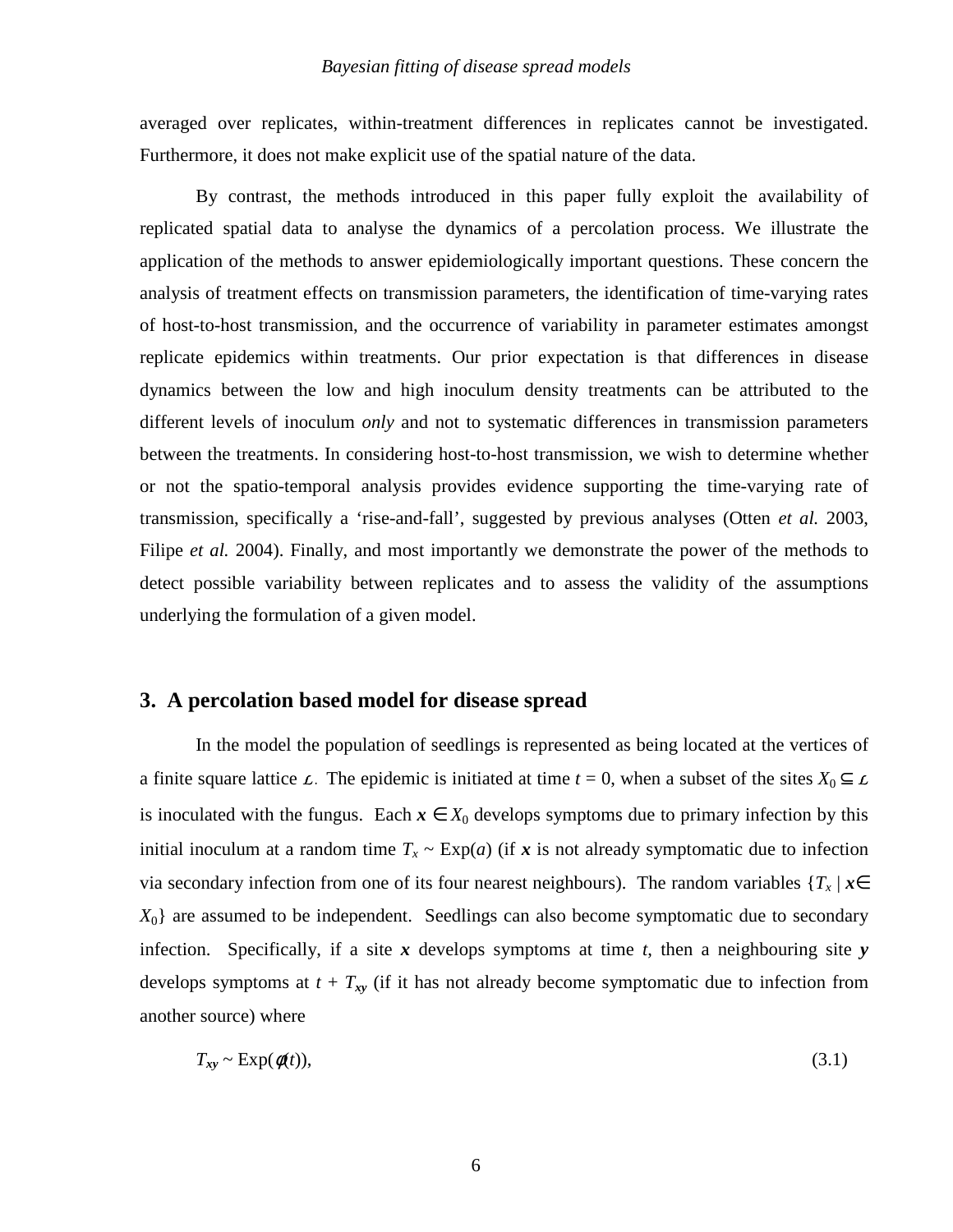averaged over replicates, within-treatment differences in replicates cannot be investigated. Furthermore, it does not make explicit use of the spatial nature of the data.

By contrast, the methods introduced in this paper fully exploit the availability of replicated spatial data to analyse the dynamics of a percolation process. We illustrate the application of the methods to answer epidemiologically important questions. These concern the analysis of treatment effects on transmission parameters, the identification of time-varying rates of host-to-host transmission, and the occurrence of variability in parameter estimates amongst replicate epidemics within treatments. Our prior expectation is that differences in disease dynamics between the low and high inoculum density treatments can be attributed to the different levels of inoculum *only* and not to systematic differences in transmission parameters between the treatments. In considering host-to-host transmission, we wish to determine whether or not the spatio-temporal analysis provides evidence supporting the time-varying rate of transmission, specifically a 'rise-and-fall', suggested by previous analyses (Otten *et al.* 2003, Filipe *et al.* 2004). Finally, and most importantly we demonstrate the power of the methods to detect possible variability between replicates and to assess the validity of the assumptions underlying the formulation of a given model.

## 3. A percolation based model for disease spread

In the model the population of seedlings is represented as being located at the vertices of a finite square lattice $\mathcal{L}$. The epidemic is initiated at time $t = 0$, when a subset of the sites $X_0 \subseteq \mathcal{L}$ is inoculated with the fungus. Each $\boldsymbol{x} \in X_0$ develops symptoms due to primary infection by this initial inoculum at a random time $T_x \sim \text{Exp}(a)$ (if $\boldsymbol{x}$ is not already symptomatic due to infection via secondary infection from one of its four nearest neighbours). The random variables $\{T_x \mid \boldsymbol{x} \in X_0\}$ are assumed to be independent. Seedlings can also become symptomatic due to secondary infection. Specifically, if a site $\boldsymbol{x}$ develops symptoms at time $t$, then a neighbouring site $\boldsymbol{y}$ develops symptoms at $t + T_{\boldsymbol{xy}}$ (if it has not already become symptomatic due to infection from another source) where

$$T_{\boldsymbol{xy}} \sim \text{Exp}(\phi(t)), \tag{3.1}$$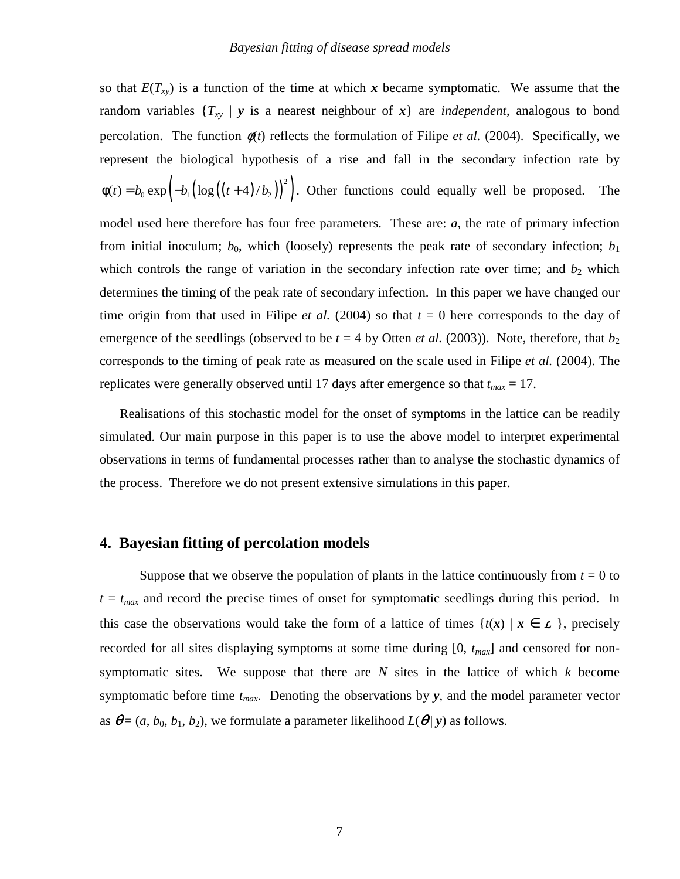so that $E(T_{xy})$ is a function of the time at which $\boldsymbol{x}$ became symptomatic. We assume that the random variables $\{T_{xy} \mid \boldsymbol{y}$ is a nearest neighbour of $\boldsymbol{x}\}$ are *independent*, analogous to bond percolation. The function $\phi(t)$ reflects the formulation of Filipe *et al.* (2004). Specifically, we represent the biological hypothesis of a rise and fall in the secondary infection rate by $\phi(t) = b_0 \exp\left(-b_1 \left(\log\left(\left(t+4\right)/b_2\right)\right)^2\right)$. Other functions could equally well be proposed. The model used here therefore has four free parameters. These are: $a$, the rate of primary infection from initial inoculum; $b_0$, which (loosely) represents the peak rate of secondary infection; $b_1$ which controls the range of variation in the secondary infection rate over time; and $b_2$ which determines the timing of the peak rate of secondary infection. In this paper we have changed our time origin from that used in Filipe *et al.* (2004) so that $t = 0$ here corresponds to the day of emergence of the seedlings (observed to be $t = 4$ by Otten *et al.* (2003)). Note, therefore, that $b_2$ corresponds to the timing of peak rate as measured on the scale used in Filipe *et al.* (2004). The replicates were generally observed until 17 days after emergence so that $t_{max} = 17$.

Realisations of this stochastic model for the onset of symptoms in the lattice can be readily simulated. Our main purpose in this paper is to use the above model to interpret experimental observations in terms of fundamental processes rather than to analyse the stochastic dynamics of the process. Therefore we do not present extensive simulations in this paper.

## 4. Bayesian fitting of percolation models

Suppose that we observe the population of plants in the lattice continuously from $t = 0$ to $t = t_{max}$ and record the precise times of onset for symptomatic seedlings during this period. In this case the observations would take the form of a lattice of times $\{t(\boldsymbol{x}) \mid \boldsymbol{x} \in \mathcal{L}\}$, precisely recorded for all sites displaying symptoms at some time during $[0, t_{max}]$ and censored for non-symptomatic sites. We suppose that there are $N$ sites in the lattice of which $k$ become symptomatic before time $t_{max}$. Denoting the observations by $\boldsymbol{y}$, and the model parameter vector as $\boldsymbol{\theta} = (a, b_0, b_1, b_2)$, we formulate a parameter likelihood $L(\boldsymbol{\theta} \mid \boldsymbol{y})$ as follows.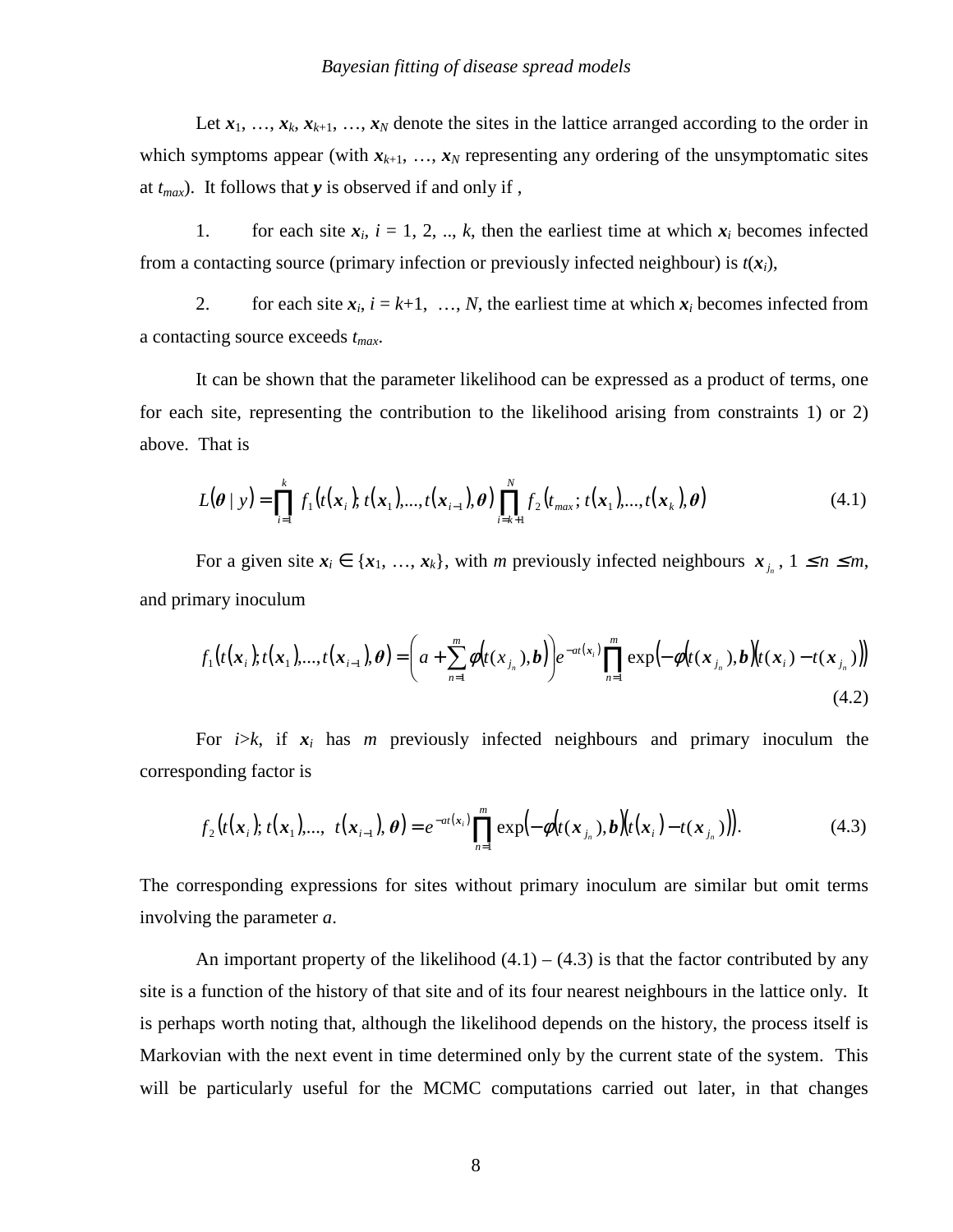Let $\boldsymbol{x}_1, \ldots, \boldsymbol{x}_k, \boldsymbol{x}_{k+1}, \ldots, \boldsymbol{x}_N$ denote the sites in the lattice arranged according to the order in which symptoms appear (with $\boldsymbol{x}_{k+1}, \ldots, \boldsymbol{x}_N$ representing any ordering of the unsymptomatic sites at $t_{max}$). It follows that $\boldsymbol{y}$ is observed if and only if ,

1. for each site $\boldsymbol{x}_i$, $i = 1, 2, .., k$, then the earliest time at which $\boldsymbol{x}_i$ becomes infected from a contacting source (primary infection or previously infected neighbour) is $t(\boldsymbol{x}_i)$,

2. for each site $\boldsymbol{x}_i$, $i = k+1, \ldots, N$, the earliest time at which $\boldsymbol{x}_i$ becomes infected from a contacting source exceeds $t_{max}$.

It can be shown that the parameter likelihood can be expressed as a product of terms, one for each site, representing the contribution to the likelihood arising from constraints 1) or 2) above. That is

$$L(\boldsymbol{\theta} \mid y) = \prod_{i=1}^{k} f_1\left(t(\boldsymbol{x}_i); t(\boldsymbol{x}_1), \ldots, t(\boldsymbol{x}_{i-1}), \boldsymbol{\theta}\right) \prod_{i=k+1}^{N} f_2\left(t_{max}; t(\boldsymbol{x}_1), \ldots, t(\boldsymbol{x}_k), \boldsymbol{\theta}\right) \tag{4.1}$$

For a given site $\boldsymbol{x}_i \in \{\boldsymbol{x}_1, \ldots, \boldsymbol{x}_k\}$, with $m$ previously infected neighbours $\boldsymbol{x}_{j_n}$, $1 \leq n \leq m$, and primary inoculum

$$f_1\left(t(\boldsymbol{x}_i); t(\boldsymbol{x}_1), \ldots, t(\boldsymbol{x}_{i-1}), \boldsymbol{\theta}\right) = \left(a + \sum_{n=1}^{m} \phi\left(t(x_{j_n}), \boldsymbol{b}\right)\right) e^{-at(x_i)} \prod_{n=1}^{m} \exp\left(-\phi\left(t(\boldsymbol{x}_{j_n}), \boldsymbol{b}\right)\left(t(\boldsymbol{x}_i) - t(\boldsymbol{x}_{j_n})\right)\right) \tag{4.2}$$

For $i>k$, if $\boldsymbol{x}_i$ has $m$ previously infected neighbours and primary inoculum the corresponding factor is

$$f_2\left(t(\boldsymbol{x}_i); t(\boldsymbol{x}_1), \ldots, t(\boldsymbol{x}_{i-1}), \boldsymbol{\theta}\right) = e^{-at(\boldsymbol{x}_i)} \prod_{n=1}^{m} \exp\left(-\phi\left(t(\boldsymbol{x}_{j_n}), \boldsymbol{b}\right)\left(t(\boldsymbol{x}_i) - t(\boldsymbol{x}_{j_n})\right)\right). \tag{4.3}$$

The corresponding expressions for sites without primary inoculum are similar but omit terms involving the parameter $a$.

An important property of the likelihood (4.1) – (4.3) is that the factor contributed by any site is a function of the history of that site and of its four nearest neighbours in the lattice only. It is perhaps worth noting that, although the likelihood depends on the history, the process itself is Markovian with the next event in time determined only by the current state of the system. This will be particularly useful for the MCMC computations carried out later, in that changes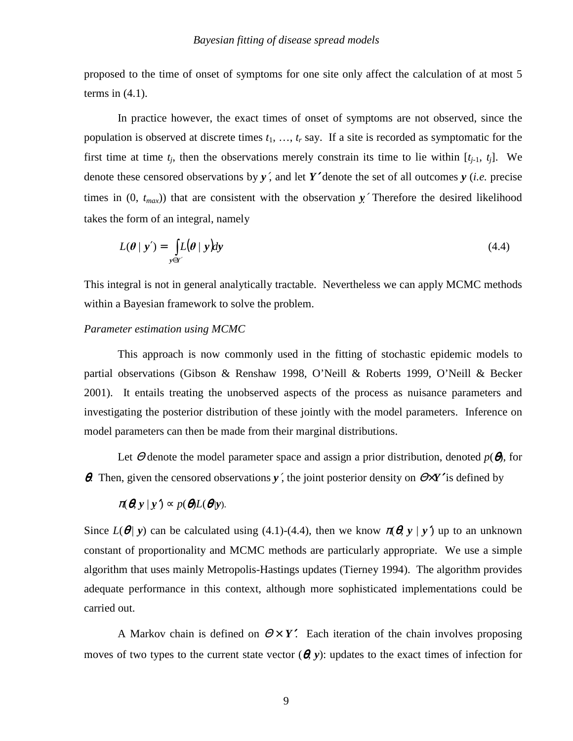proposed to the time of onset of symptoms for one site only affect the calculation of at most 5 terms in (4.1).

In practice however, the exact times of onset of symptoms are not observed, since the population is observed at discrete times $t_1, \ldots, t_r$ say. If a site is recorded as symptomatic for the first time at time $t_j$, then the observations merely constrain its time to lie within $[t_{j-1}, t_j]$. We denote these censored observations by $\boldsymbol{y}'$, and let $\boldsymbol{Y}'$ denote the set of all outcomes $\boldsymbol{y}$ (*i.e.* precise times in $(0, t_{max})$) that are consistent with the observation $\boldsymbol{y}'$. Therefore the desired likelihood takes the form of an integral, namely

$$L(\boldsymbol{\theta} \mid \boldsymbol{y}') = \int_{\boldsymbol{y} \in \boldsymbol{Y}'} L(\boldsymbol{\theta} \mid \boldsymbol{y}) d\boldsymbol{y} \tag{4.4}$$

This integral is not in general analytically tractable. Nevertheless we can apply MCMC methods within a Bayesian framework to solve the problem.

*Parameter estimation using MCMC*

This approach is now commonly used in the fitting of stochastic epidemic models to partial observations (Gibson & Renshaw 1998, O'Neill & Roberts 1999, O'Neill & Becker 2001). It entails treating the unobserved aspects of the process as nuisance parameters and investigating the posterior distribution of these jointly with the model parameters. Inference on model parameters can then be made from their marginal distributions.

Let $\Theta$ denote the model parameter space and assign a prior distribution, denoted $p(\boldsymbol{\theta})$, for $\boldsymbol{\theta}$. Then, given the censored observations $\boldsymbol{y}'$, the joint posterior density on $\Theta \times \boldsymbol{Y}'$ is defined by

$$\pi(\boldsymbol{\theta}, \boldsymbol{y} \mid \boldsymbol{y}') \propto p(\boldsymbol{\theta}) L(\boldsymbol{\theta} \mid \boldsymbol{y}).$$

Since $L(\boldsymbol{\theta} \mid \boldsymbol{y})$ can be calculated using (4.1)-(4.4), then we know $\pi(\boldsymbol{\theta}, \boldsymbol{y} \mid \boldsymbol{y}')$ up to an unknown constant of proportionality and MCMC methods are particularly appropriate. We use a simple algorithm that uses mainly Metropolis-Hastings updates (Tierney 1994). The algorithm provides adequate performance in this context, although more sophisticated implementations could be carried out.

A Markov chain is defined on $\Theta \times \boldsymbol{Y}'$. Each iteration of the chain involves proposing moves of two types to the current state vector $(\boldsymbol{\theta}, \boldsymbol{y})$: updates to the exact times of infection for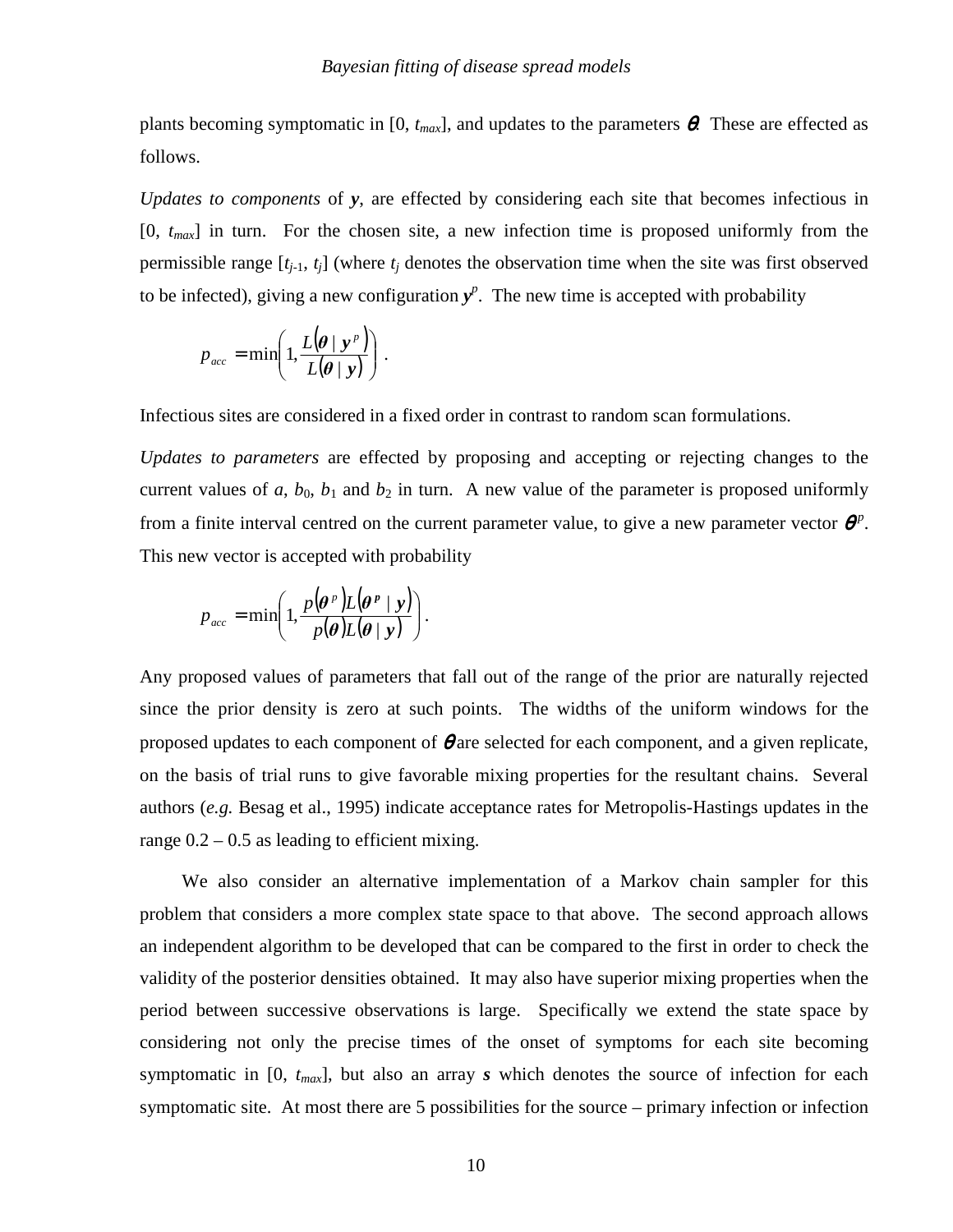plants becoming symptomatic in [0, $t_{max}$], and updates to the parameters $\boldsymbol{\theta}$. These are effected as follows.

*Updates to components* of $\boldsymbol{y}$, are effected by considering each site that becomes infectious in [0, $t_{max}$] in turn. For the chosen site, a new infection time is proposed uniformly from the permissible range [$t_{j-1}$, $t_j$] (where $t_j$ denotes the observation time when the site was first observed to be infected), giving a new configuration $\boldsymbol{y}^p$. The new time is accepted with probability

$$p_{acc} = \min\left(1, \frac{L(\boldsymbol{\theta} \mid \boldsymbol{y}^p)}{L(\boldsymbol{\theta} \mid \boldsymbol{y})}\right).$$

Infectious sites are considered in a fixed order in contrast to random scan formulations.

*Updates to parameters* are effected by proposing and accepting or rejecting changes to the current values of $a$, $b_0$, $b_1$ and $b_2$ in turn. A new value of the parameter is proposed uniformly from a finite interval centred on the current parameter value, to give a new parameter vector $\boldsymbol{\theta}^p$. This new vector is accepted with probability

$$p_{acc} = \min\left(1, \frac{p(\boldsymbol{\theta}^p)L(\boldsymbol{\theta}^p \mid \boldsymbol{y})}{p(\boldsymbol{\theta})L(\boldsymbol{\theta} \mid \boldsymbol{y})}\right).$$

Any proposed values of parameters that fall out of the range of the prior are naturally rejected since the prior density is zero at such points. The widths of the uniform windows for the proposed updates to each component of $\boldsymbol{\theta}$ are selected for each component, and a given replicate, on the basis of trial runs to give favorable mixing properties for the resultant chains. Several authors (*e.g.* Besag et al., 1995) indicate acceptance rates for Metropolis-Hastings updates in the range 0.2 – 0.5 as leading to efficient mixing.

We also consider an alternative implementation of a Markov chain sampler for this problem that considers a more complex state space to that above. The second approach allows an independent algorithm to be developed that can be compared to the first in order to check the validity of the posterior densities obtained. It may also have superior mixing properties when the period between successive observations is large. Specifically we extend the state space by considering not only the precise times of the onset of symptoms for each site becoming symptomatic in [0, $t_{max}$], but also an array $\boldsymbol{s}$ which denotes the source of infection for each symptomatic site. At most there are 5 possibilities for the source – primary infection or infection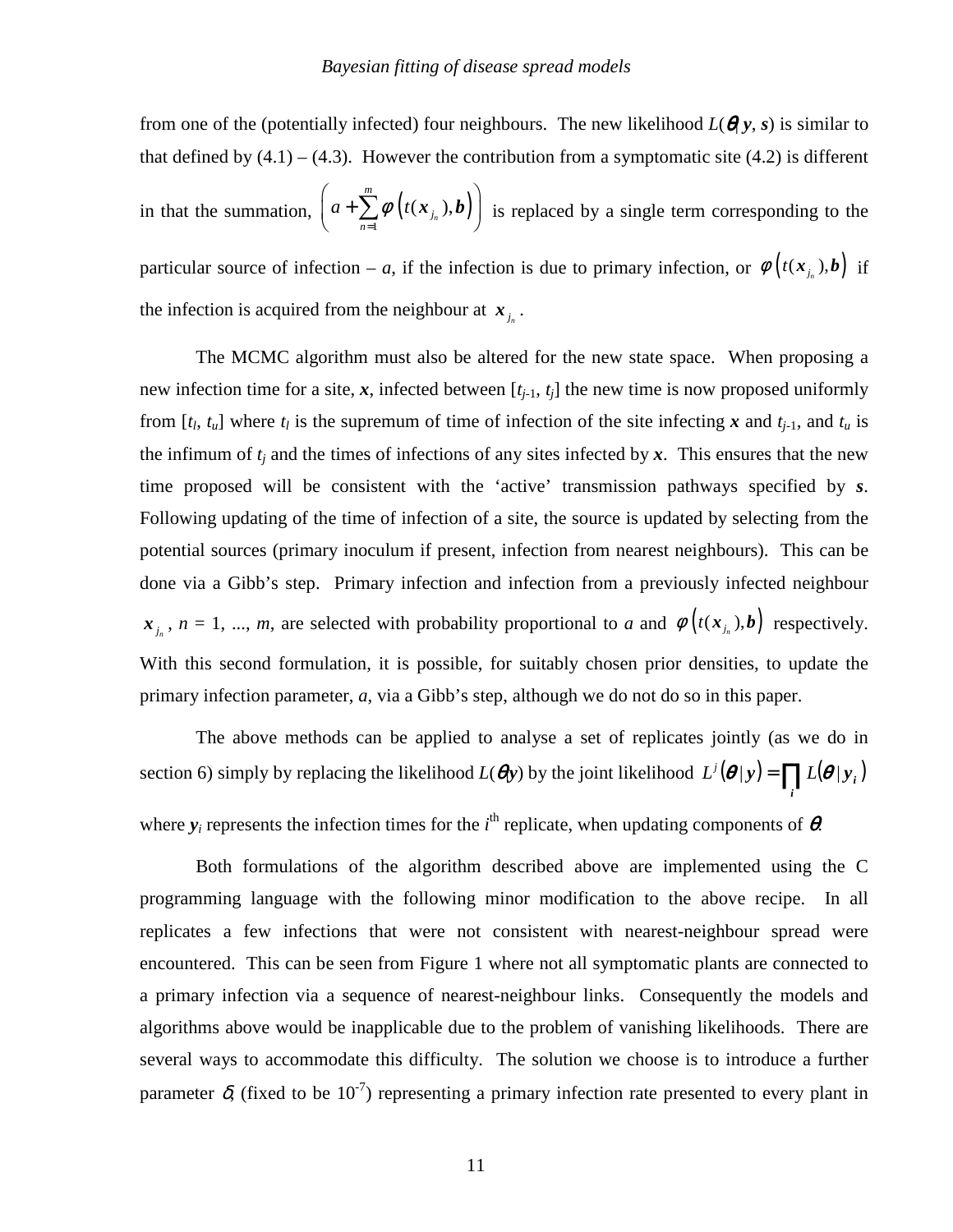from one of the (potentially infected) four neighbours. The new likelihood $L(\boldsymbol{\theta}| \boldsymbol{y}, \boldsymbol{s})$ is similar to that defined by (4.1) – (4.3). However the contribution from a symptomatic site (4.2) is different in that the summation, $\left( a + \sum_{n=1}^{m} \phi\left(t(\boldsymbol{x}_{j_n}), \boldsymbol{b}\right) \right)$ is replaced by a single term corresponding to the particular source of infection – $a$, if the infection is due to primary infection, or $\phi\left(t(\boldsymbol{x}_{j_n}), \boldsymbol{b}\right)$ if the infection is acquired from the neighbour at $\boldsymbol{x}_{j_n}$.

The MCMC algorithm must also be altered for the new state space. When proposing a new infection time for a site, $\boldsymbol{x}$, infected between $[t_{j-1}, t_j]$ the new time is now proposed uniformly from $[t_l, t_u]$ where $t_l$ is the supremum of time of infection of the site infecting $\boldsymbol{x}$ and $t_{j-1}$, and $t_u$ is the infimum of $t_j$ and the times of infections of any sites infected by $\boldsymbol{x}$. This ensures that the new time proposed will be consistent with the 'active' transmission pathways specified by $\boldsymbol{s}$. Following updating of the time of infection of a site, the source is updated by selecting from the potential sources (primary inoculum if present, infection from nearest neighbours). This can be done via a Gibb's step. Primary infection and infection from a previously infected neighbour $\boldsymbol{x}_{j_n}$, $n = 1, ..., m$, are selected with probability proportional to $a$ and $\phi\left(t(\boldsymbol{x}_{j_n}), \boldsymbol{b}\right)$ respectively. With this second formulation, it is possible, for suitably chosen prior densities, to update the primary infection parameter, $a$, via a Gibb's step, although we do not do so in this paper.

The above methods can be applied to analyse a set of replicates jointly (as we do in section 6) simply by replacing the likelihood $L(\boldsymbol{\theta}|\boldsymbol{y})$ by the joint likelihood $L^j(\boldsymbol{\theta}\,|\,\boldsymbol{y}) = \prod_i L(\boldsymbol{\theta}\,|\,\boldsymbol{y}_i)$ where $\boldsymbol{y}_i$ represents the infection times for the $i^{\text{th}}$ replicate, when updating components of $\boldsymbol{\theta}$.

Both formulations of the algorithm described above are implemented using the C programming language with the following minor modification to the above recipe. In all replicates a few infections that were not consistent with nearest-neighbour spread were encountered. This can be seen from Figure 1 where not all symptomatic plants are connected to a primary infection via a sequence of nearest-neighbour links. Consequently the models and algorithms above would be inapplicable due to the problem of vanishing likelihoods. There are several ways to accommodate this difficulty. The solution we choose is to introduce a further parameter $\delta$, (fixed to be $10^{-7}$) representing a primary infection rate presented to every plant in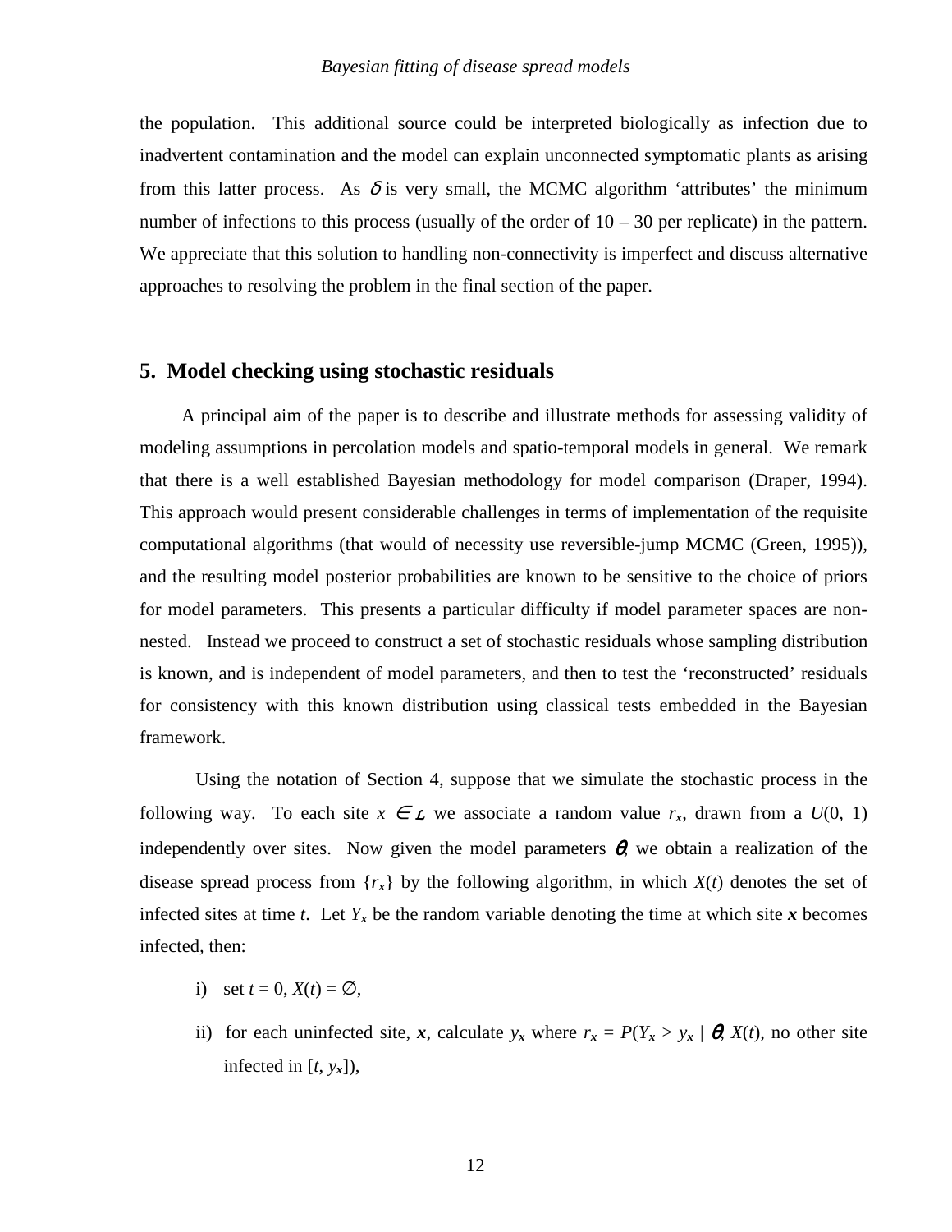the population. This additional source could be interpreted biologically as infection due to inadvertent contamination and the model can explain unconnected symptomatic plants as arising from this latter process. As $\delta$ is very small, the MCMC algorithm 'attributes' the minimum number of infections to this process (usually of the order of 10 – 30 per replicate) in the pattern. We appreciate that this solution to handling non-connectivity is imperfect and discuss alternative approaches to resolving the problem in the final section of the paper.

## 5. Model checking using stochastic residuals

A principal aim of the paper is to describe and illustrate methods for assessing validity of modeling assumptions in percolation models and spatio-temporal models in general. We remark that there is a well established Bayesian methodology for model comparison (Draper, 1994). This approach would present considerable challenges in terms of implementation of the requisite computational algorithms (that would of necessity use reversible-jump MCMC (Green, 1995)), and the resulting model posterior probabilities are known to be sensitive to the choice of priors for model parameters. This presents a particular difficulty if model parameter spaces are non-nested. Instead we proceed to construct a set of stochastic residuals whose sampling distribution is known, and is independent of model parameters, and then to test the 'reconstructed' residuals for consistency with this known distribution using classical tests embedded in the Bayesian framework.

Using the notation of Section 4, suppose that we simulate the stochastic process in the following way. To each site $x \in \mathcal{L}$ we associate a random value $r_{\boldsymbol{x}}$, drawn from a $U(0, 1)$ independently over sites. Now given the model parameters $\boldsymbol{\theta}$, we obtain a realization of the disease spread process from $\{r_{\boldsymbol{x}}\}$ by the following algorithm, in which $X(t)$ denotes the set of infected sites at time $t$. Let $Y_{\boldsymbol{x}}$ be the random variable denoting the time at which site $\boldsymbol{x}$ becomes infected, then:

i) set $t = 0$, $X(t) = \emptyset$,

ii) for each uninfected site, $\boldsymbol{x}$, calculate $y_{\boldsymbol{x}}$ where $r_{\boldsymbol{x}} = P(Y_{\boldsymbol{x}} > y_{\boldsymbol{x}} \mid \boldsymbol{\theta}, X(t)$, no other site infected in $[t, y_{\boldsymbol{x}}])$,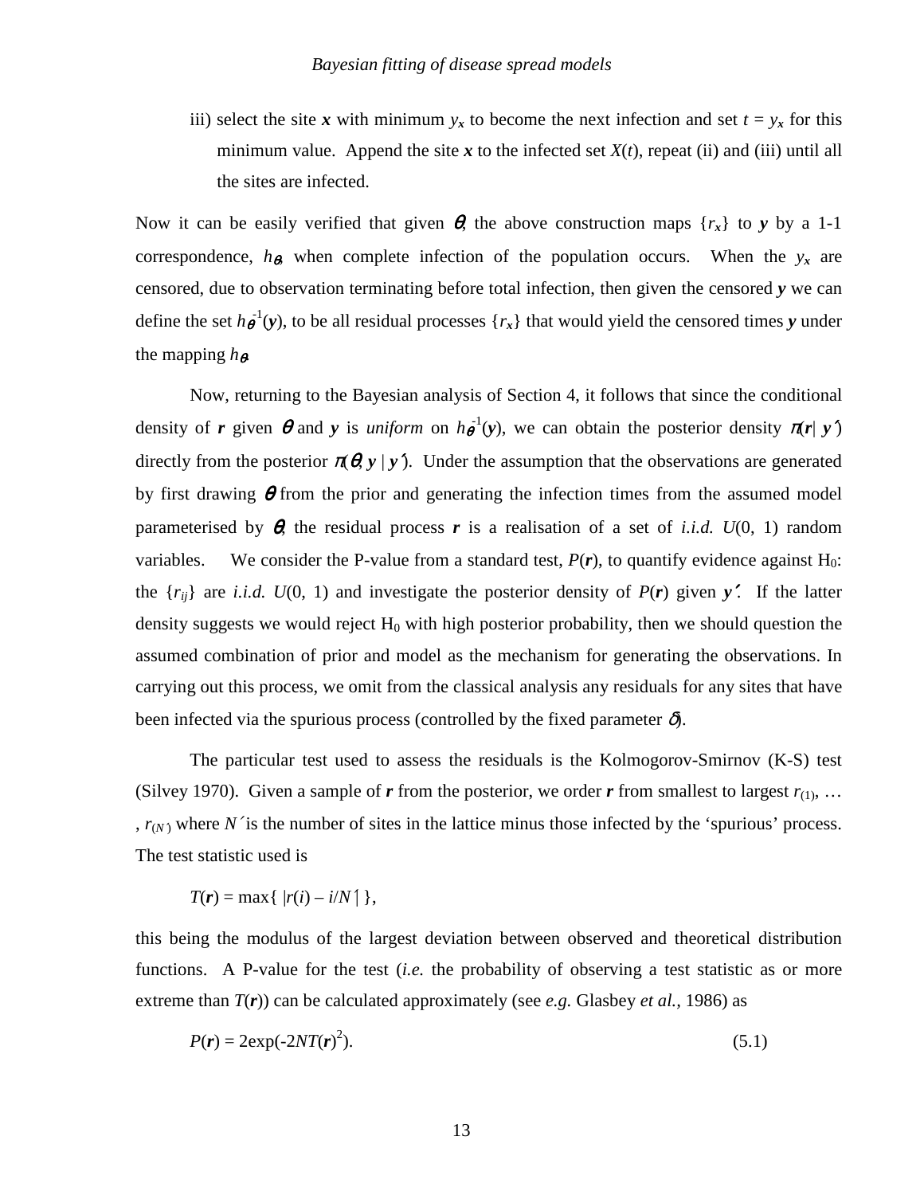iii) select the site $\boldsymbol{x}$ with minimum $y_{\boldsymbol{x}}$ to become the next infection and set $t = y_{\boldsymbol{x}}$ for this minimum value. Append the site $\boldsymbol{x}$ to the infected set $X(t)$, repeat (ii) and (iii) until all the sites are infected.

Now it can be easily verified that given $\boldsymbol{\theta}$, the above construction maps $\{r_{\boldsymbol{x}}\}$ to $\boldsymbol{y}$ by a 1-1 correspondence, $h_{\boldsymbol{\theta}}$, when complete infection of the population occurs. When the $y_{\boldsymbol{x}}$ are censored, due to observation terminating before total infection, then given the censored $\boldsymbol{y}$ we can define the set $h_{\boldsymbol{\theta}}^{-1}(\boldsymbol{y})$, to be all residual processes $\{r_{\boldsymbol{x}}\}$ that would yield the censored times $\boldsymbol{y}$ under the mapping $h_{\boldsymbol{\theta}}$.

Now, returning to the Bayesian analysis of Section 4, it follows that since the conditional density of $\boldsymbol{r}$ given $\boldsymbol{\theta}$ and $\boldsymbol{y}$ is *uniform* on $h_{\boldsymbol{\theta}}^{-1}(\boldsymbol{y})$, we can obtain the posterior density $\pi(\boldsymbol{r}|\ \boldsymbol{y}')$ directly from the posterior $\pi(\boldsymbol{\theta}, \boldsymbol{y}\ |\ \boldsymbol{y}')$. Under the assumption that the observations are generated by first drawing $\boldsymbol{\theta}$ from the prior and generating the infection times from the assumed model parameterised by $\boldsymbol{\theta}$, the residual process $\boldsymbol{r}$ is a realisation of a set of *i.i.d.* $U(0, 1)$ random variables. We consider the P-value from a standard test, $P(\boldsymbol{r})$, to quantify evidence against $H_0$: the $\{r_{ij}\}$ are *i.i.d.* $U(0, 1)$ and investigate the posterior density of $P(\boldsymbol{r})$ given $\boldsymbol{y}'$. If the latter density suggests we would reject $H_0$ with high posterior probability, then we should question the assumed combination of prior and model as the mechanism for generating the observations. In carrying out this process, we omit from the classical analysis any residuals for any sites that have been infected via the spurious process (controlled by the fixed parameter $\delta$).

The particular test used to assess the residuals is the Kolmogorov-Smirnov (K-S) test (Silvey 1970). Given a sample of $\boldsymbol{r}$ from the posterior, we order $\boldsymbol{r}$ from smallest to largest $r_{(1)}, \ldots, r_{(N')}$ where $N'$ is the number of sites in the lattice minus those infected by the 'spurious' process. The test statistic used is

$$T(\boldsymbol{r}) = \max\{\ |r(i) - i/N'|\ \},$$

this being the modulus of the largest deviation between observed and theoretical distribution functions. A P-value for the test (*i.e.* the probability of observing a test statistic as or more extreme than $T(\boldsymbol{r})$) can be calculated approximately (see *e.g.* Glasbey *et al.*, 1986) as

$$P(\boldsymbol{r}) = 2\exp(-2NT(\boldsymbol{r})^2). \tag{5.1}$$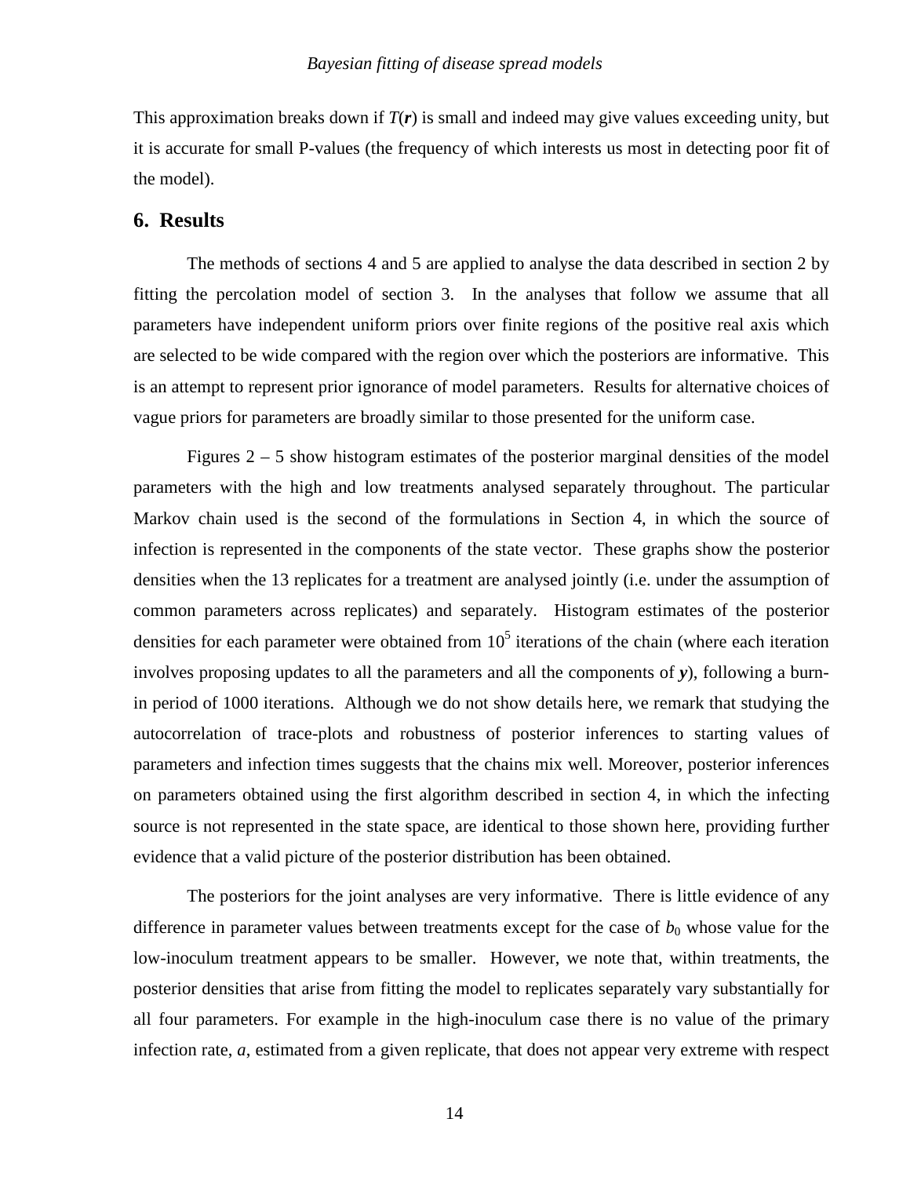This approximation breaks down if $T(\boldsymbol{r})$ is small and indeed may give values exceeding unity, but it is accurate for small P-values (the frequency of which interests us most in detecting poor fit of the model).

## 6. Results

The methods of sections 4 and 5 are applied to analyse the data described in section 2 by fitting the percolation model of section 3. In the analyses that follow we assume that all parameters have independent uniform priors over finite regions of the positive real axis which are selected to be wide compared with the region over which the posteriors are informative. This is an attempt to represent prior ignorance of model parameters. Results for alternative choices of vague priors for parameters are broadly similar to those presented for the uniform case.

Figures 2 – 5 show histogram estimates of the posterior marginal densities of the model parameters with the high and low treatments analysed separately throughout. The particular Markov chain used is the second of the formulations in Section 4, in which the source of infection is represented in the components of the state vector. These graphs show the posterior densities when the 13 replicates for a treatment are analysed jointly (i.e. under the assumption of common parameters across replicates) and separately. Histogram estimates of the posterior densities for each parameter were obtained from $10^5$ iterations of the chain (where each iteration involves proposing updates to all the parameters and all the components of $\boldsymbol{y}$), following a burn-in period of 1000 iterations. Although we do not show details here, we remark that studying the autocorrelation of trace-plots and robustness of posterior inferences to starting values of parameters and infection times suggests that the chains mix well. Moreover, posterior inferences on parameters obtained using the first algorithm described in section 4, in which the infecting source is not represented in the state space, are identical to those shown here, providing further evidence that a valid picture of the posterior distribution has been obtained.

The posteriors for the joint analyses are very informative. There is little evidence of any difference in parameter values between treatments except for the case of $b_0$ whose value for the low-inoculum treatment appears to be smaller. However, we note that, within treatments, the posterior densities that arise from fitting the model to replicates separately vary substantially for all four parameters. For example in the high-inoculum case there is no value of the primary infection rate, $a$, estimated from a given replicate, that does not appear very extreme with respect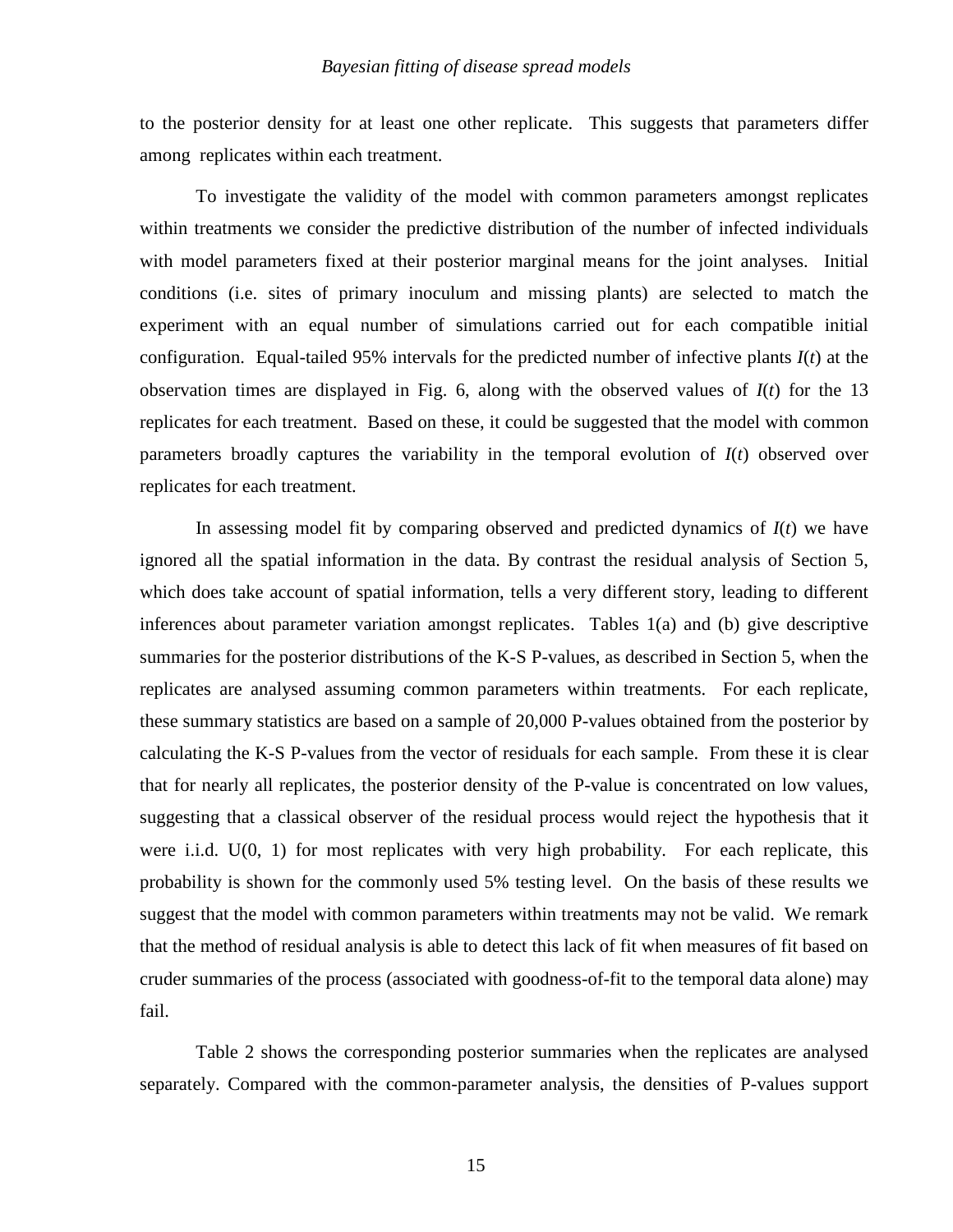to the posterior density for at least one other replicate. This suggests that parameters differ among replicates within each treatment.

To investigate the validity of the model with common parameters amongst replicates within treatments we consider the predictive distribution of the number of infected individuals with model parameters fixed at their posterior marginal means for the joint analyses. Initial conditions (i.e. sites of primary inoculum and missing plants) are selected to match the experiment with an equal number of simulations carried out for each compatible initial configuration. Equal-tailed 95% intervals for the predicted number of infective plants $I(t)$ at the observation times are displayed in Fig. 6, along with the observed values of $I(t)$ for the 13 replicates for each treatment. Based on these, it could be suggested that the model with common parameters broadly captures the variability in the temporal evolution of $I(t)$ observed over replicates for each treatment.

In assessing model fit by comparing observed and predicted dynamics of $I(t)$ we have ignored all the spatial information in the data. By contrast the residual analysis of Section 5, which does take account of spatial information, tells a very different story, leading to different inferences about parameter variation amongst replicates. Tables 1(a) and (b) give descriptive summaries for the posterior distributions of the K-S P-values, as described in Section 5, when the replicates are analysed assuming common parameters within treatments. For each replicate, these summary statistics are based on a sample of 20,000 P-values obtained from the posterior by calculating the K-S P-values from the vector of residuals for each sample. From these it is clear that for nearly all replicates, the posterior density of the P-value is concentrated on low values, suggesting that a classical observer of the residual process would reject the hypothesis that it were i.i.d. U(0, 1) for most replicates with very high probability. For each replicate, this probability is shown for the commonly used 5% testing level. On the basis of these results we suggest that the model with common parameters within treatments may not be valid. We remark that the method of residual analysis is able to detect this lack of fit when measures of fit based on cruder summaries of the process (associated with goodness-of-fit to the temporal data alone) may fail.

Table 2 shows the corresponding posterior summaries when the replicates are analysed separately. Compared with the common-parameter analysis, the densities of P-values support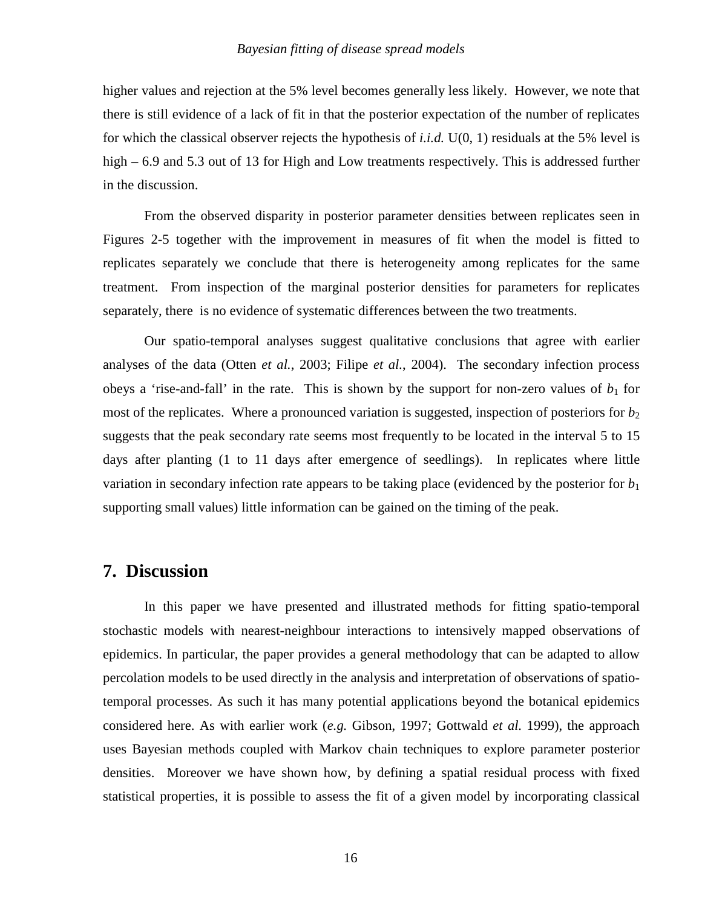higher values and rejection at the 5% level becomes generally less likely. However, we note that there is still evidence of a lack of fit in that the posterior expectation of the number of replicates for which the classical observer rejects the hypothesis of *i.i.d.* U(0, 1) residuals at the 5% level is high – 6.9 and 5.3 out of 13 for High and Low treatments respectively. This is addressed further in the discussion.

From the observed disparity in posterior parameter densities between replicates seen in Figures 2-5 together with the improvement in measures of fit when the model is fitted to replicates separately we conclude that there is heterogeneity among replicates for the same treatment. From inspection of the marginal posterior densities for parameters for replicates separately, there is no evidence of systematic differences between the two treatments.

Our spatio-temporal analyses suggest qualitative conclusions that agree with earlier analyses of the data (Otten *et al.*, 2003; Filipe *et al.*, 2004). The secondary infection process obeys a 'rise-and-fall' in the rate. This is shown by the support for non-zero values of $b_1$ for most of the replicates. Where a pronounced variation is suggested, inspection of posteriors for $b_2$ suggests that the peak secondary rate seems most frequently to be located in the interval 5 to 15 days after planting (1 to 11 days after emergence of seedlings). In replicates where little variation in secondary infection rate appears to be taking place (evidenced by the posterior for $b_1$ supporting small values) little information can be gained on the timing of the peak.

## 7. Discussion

In this paper we have presented and illustrated methods for fitting spatio-temporal stochastic models with nearest-neighbour interactions to intensively mapped observations of epidemics. In particular, the paper provides a general methodology that can be adapted to allow percolation models to be used directly in the analysis and interpretation of observations of spatio-temporal processes. As such it has many potential applications beyond the botanical epidemics considered here. As with earlier work (*e.g.* Gibson, 1997; Gottwald *et al.* 1999), the approach uses Bayesian methods coupled with Markov chain techniques to explore parameter posterior densities. Moreover we have shown how, by defining a spatial residual process with fixed statistical properties, it is possible to assess the fit of a given model by incorporating classical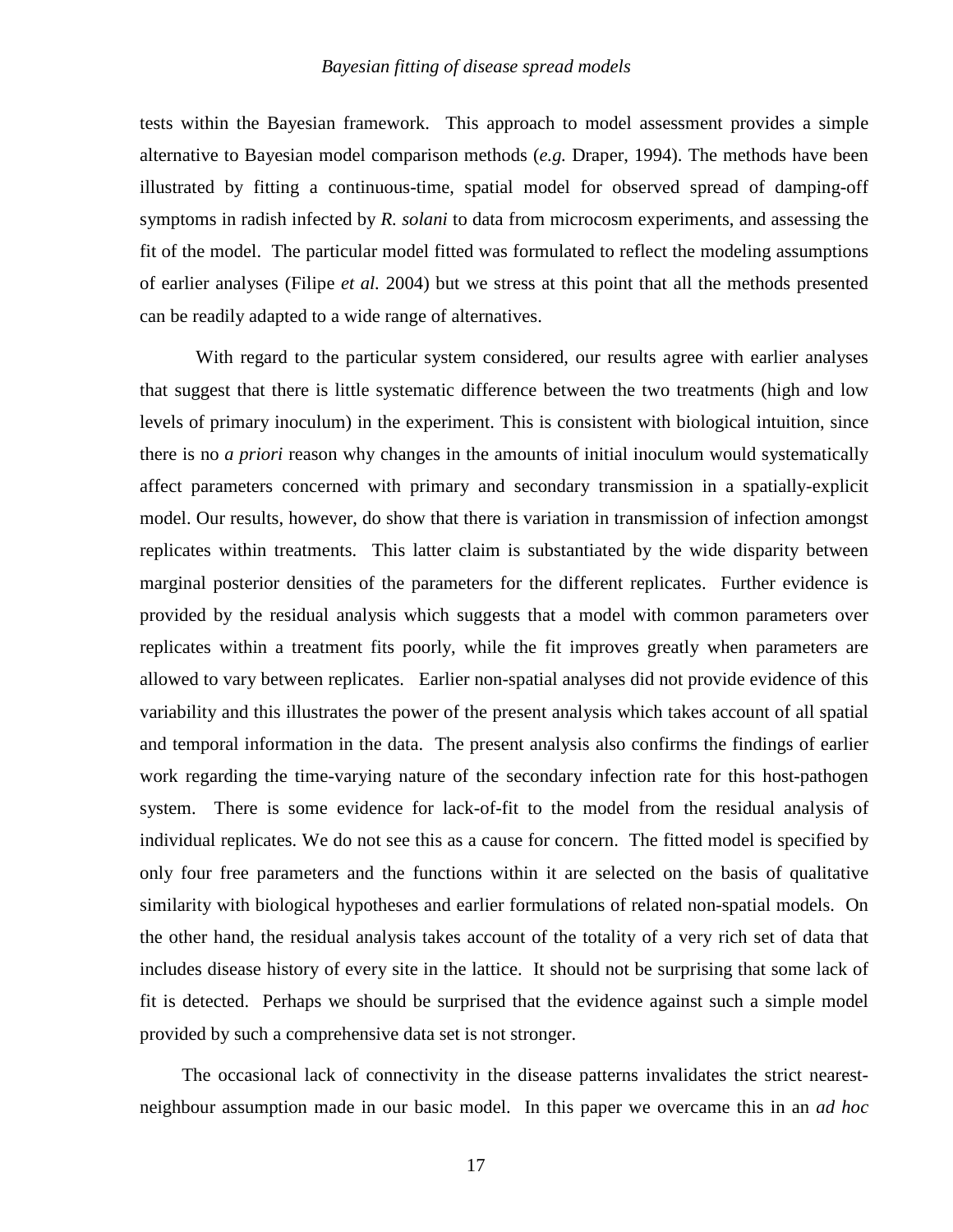tests within the Bayesian framework. This approach to model assessment provides a simple alternative to Bayesian model comparison methods (*e.g.* Draper, 1994). The methods have been illustrated by fitting a continuous-time, spatial model for observed spread of damping-off symptoms in radish infected by *R. solani* to data from microcosm experiments, and assessing the fit of the model. The particular model fitted was formulated to reflect the modeling assumptions of earlier analyses (Filipe *et al.* 2004) but we stress at this point that all the methods presented can be readily adapted to a wide range of alternatives.

With regard to the particular system considered, our results agree with earlier analyses that suggest that there is little systematic difference between the two treatments (high and low levels of primary inoculum) in the experiment. This is consistent with biological intuition, since there is no *a priori* reason why changes in the amounts of initial inoculum would systematically affect parameters concerned with primary and secondary transmission in a spatially-explicit model. Our results, however, do show that there is variation in transmission of infection amongst replicates within treatments. This latter claim is substantiated by the wide disparity between marginal posterior densities of the parameters for the different replicates. Further evidence is provided by the residual analysis which suggests that a model with common parameters over replicates within a treatment fits poorly, while the fit improves greatly when parameters are allowed to vary between replicates. Earlier non-spatial analyses did not provide evidence of this variability and this illustrates the power of the present analysis which takes account of all spatial and temporal information in the data. The present analysis also confirms the findings of earlier work regarding the time-varying nature of the secondary infection rate for this host-pathogen system. There is some evidence for lack-of-fit to the model from the residual analysis of individual replicates. We do not see this as a cause for concern. The fitted model is specified by only four free parameters and the functions within it are selected on the basis of qualitative similarity with biological hypotheses and earlier formulations of related non-spatial models. On the other hand, the residual analysis takes account of the totality of a very rich set of data that includes disease history of every site in the lattice. It should not be surprising that some lack of fit is detected. Perhaps we should be surprised that the evidence against such a simple model provided by such a comprehensive data set is not stronger.

The occasional lack of connectivity in the disease patterns invalidates the strict nearest-neighbour assumption made in our basic model. In this paper we overcame this in an *ad hoc*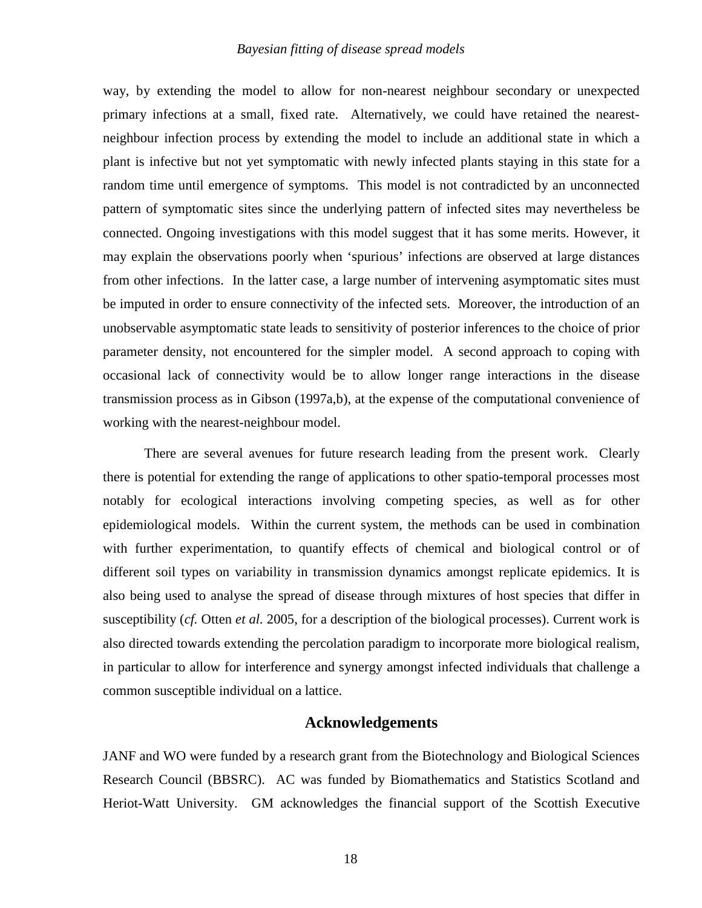way, by extending the model to allow for non-nearest neighbour secondary or unexpected primary infections at a small, fixed rate. Alternatively, we could have retained the nearest-neighbour infection process by extending the model to include an additional state in which a plant is infective but not yet symptomatic with newly infected plants staying in this state for a random time until emergence of symptoms. This model is not contradicted by an unconnected pattern of symptomatic sites since the underlying pattern of infected sites may nevertheless be connected. Ongoing investigations with this model suggest that it has some merits. However, it may explain the observations poorly when 'spurious' infections are observed at large distances from other infections. In the latter case, a large number of intervening asymptomatic sites must be imputed in order to ensure connectivity of the infected sets. Moreover, the introduction of an unobservable asymptomatic state leads to sensitivity of posterior inferences to the choice of prior parameter density, not encountered for the simpler model. A second approach to coping with occasional lack of connectivity would be to allow longer range interactions in the disease transmission process as in Gibson (1997a,b), at the expense of the computational convenience of working with the nearest-neighbour model.

There are several avenues for future research leading from the present work. Clearly there is potential for extending the range of applications to other spatio-temporal processes most notably for ecological interactions involving competing species, as well as for other epidemiological models. Within the current system, the methods can be used in combination with further experimentation, to quantify effects of chemical and biological control or of different soil types on variability in transmission dynamics amongst replicate epidemics. It is also being used to analyse the spread of disease through mixtures of host species that differ in susceptibility (*cf.* Otten *et al.* 2005, for a description of the biological processes). Current work is also directed towards extending the percolation paradigm to incorporate more biological realism, in particular to allow for interference and synergy amongst infected individuals that challenge a common susceptible individual on a lattice.

## Acknowledgements

JANF and WO were funded by a research grant from the Biotechnology and Biological Sciences Research Council (BBSRC). AC was funded by Biomathematics and Statistics Scotland and Heriot-Watt University. GM acknowledges the financial support of the Scottish Executive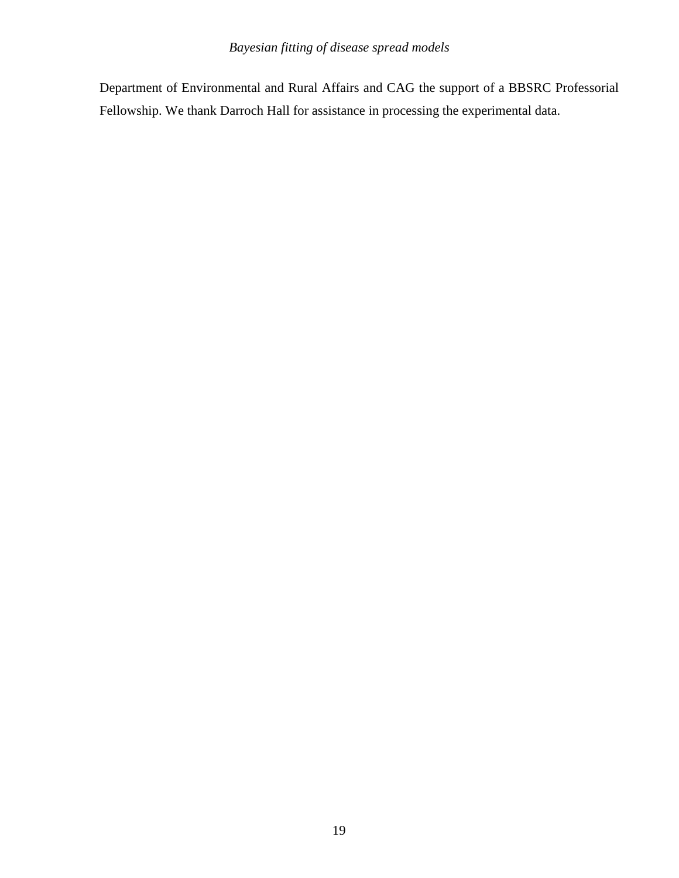Department of Environmental and Rural Affairs and CAG the support of a BBSRC Professorial Fellowship. We thank Darroch Hall for assistance in processing the experimental data.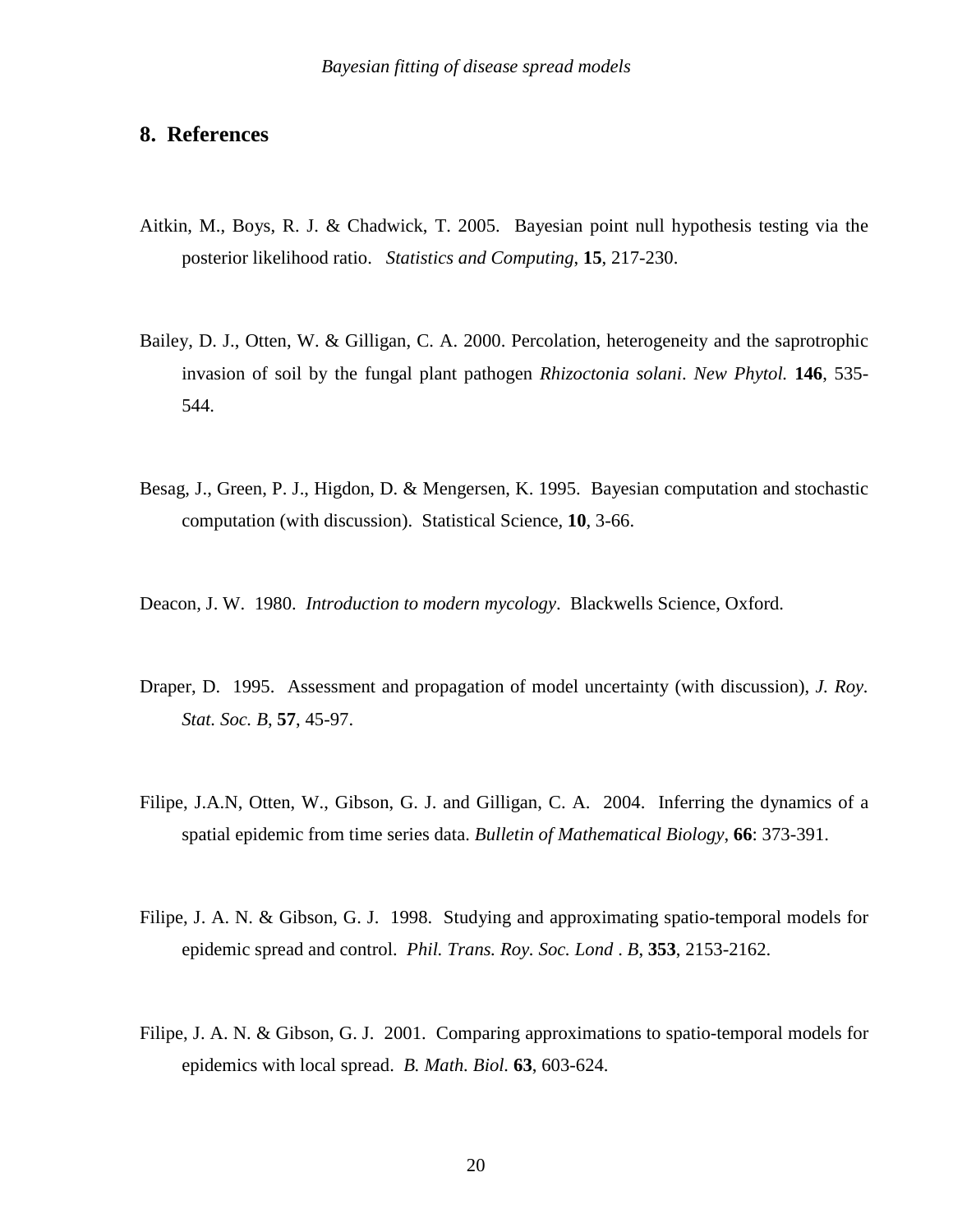## 8. References

Aitkin, M., Boys, R. J. & Chadwick, T. 2005. Bayesian point null hypothesis testing via the posterior likelihood ratio. *Statistics and Computing*, **15**, 217-230.

Bailey, D. J., Otten, W. & Gilligan, C. A. 2000. Percolation, heterogeneity and the saprotrophic invasion of soil by the fungal plant pathogen *Rhizoctonia solani*. *New Phytol.* **146**, 535-544.

Besag, J., Green, P. J., Higdon, D. & Mengersen, K. 1995. Bayesian computation and stochastic computation (with discussion). Statistical Science, **10**, 3-66.

Deacon, J. W. 1980. *Introduction to modern mycology*. Blackwells Science, Oxford.

Draper, D. 1995. Assessment and propagation of model uncertainty (with discussion), *J. Roy. Stat. Soc. B*, **57**, 45-97.

Filipe, J.A.N, Otten, W., Gibson, G. J. and Gilligan, C. A. 2004. Inferring the dynamics of a spatial epidemic from time series data. *Bulletin of Mathematical Biology*, **66**: 373-391.

Filipe, J. A. N. & Gibson, G. J. 1998. Studying and approximating spatio-temporal models for epidemic spread and control. *Phil. Trans. Roy. Soc. Lond . B*, **353**, 2153-2162.

Filipe, J. A. N. & Gibson, G. J. 2001. Comparing approximations to spatio-temporal models for epidemics with local spread. *B. Math. Biol.* **63**, 603-624.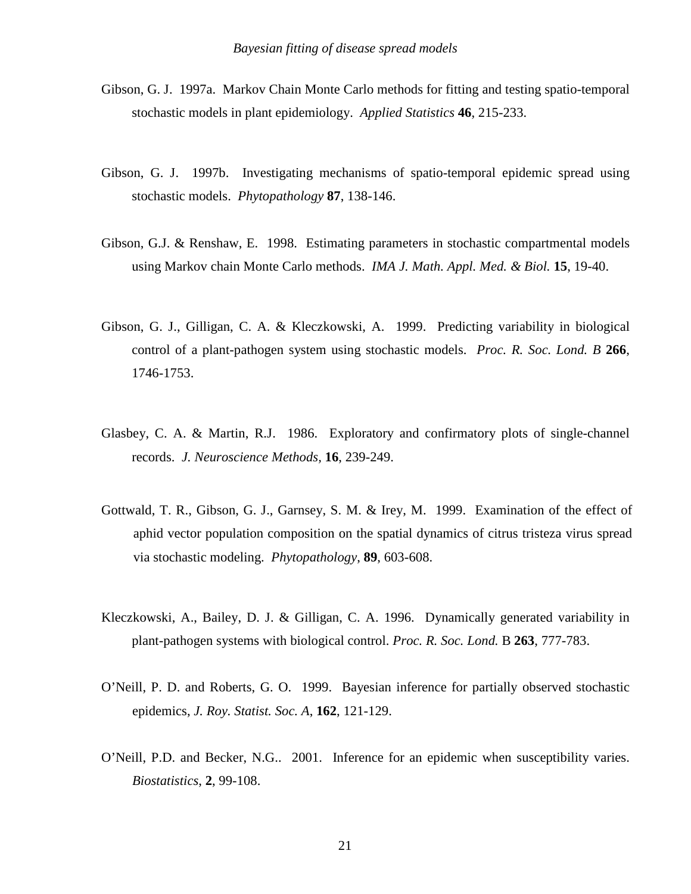Gibson, G. J. 1997a. Markov Chain Monte Carlo methods for fitting and testing spatio-temporal stochastic models in plant epidemiology. *Applied Statistics* **46**, 215-233.

Gibson, G. J. 1997b. Investigating mechanisms of spatio-temporal epidemic spread using stochastic models. *Phytopathology* **87**, 138-146.

Gibson, G.J. & Renshaw, E. 1998. Estimating parameters in stochastic compartmental models using Markov chain Monte Carlo methods. *IMA J. Math. Appl. Med. & Biol.* **15**, 19-40.

Gibson, G. J., Gilligan, C. A. & Kleczkowski, A. 1999. Predicting variability in biological control of a plant-pathogen system using stochastic models. *Proc. R. Soc. Lond. B* **266**, 1746-1753.

Glasbey, C. A. & Martin, R.J. 1986. Exploratory and confirmatory plots of single-channel records. *J. Neuroscience Methods,* **16**, 239-249.

Gottwald, T. R., Gibson, G. J., Garnsey, S. M. & Irey, M. 1999. Examination of the effect of aphid vector population composition on the spatial dynamics of citrus tristeza virus spread via stochastic modeling. *Phytopathology*, **89**, 603-608.

Kleczkowski, A., Bailey, D. J. & Gilligan, C. A. 1996. Dynamically generated variability in plant-pathogen systems with biological control. *Proc. R. Soc. Lond.* B **263**, 777-783.

O'Neill, P. D. and Roberts, G. O. 1999. Bayesian inference for partially observed stochastic epidemics, *J. Roy. Statist. Soc. A*, **162**, 121-129.

O'Neill, P.D. and Becker, N.G.. 2001. Inference for an epidemic when susceptibility varies. *Biostatistics*, **2**, 99-108.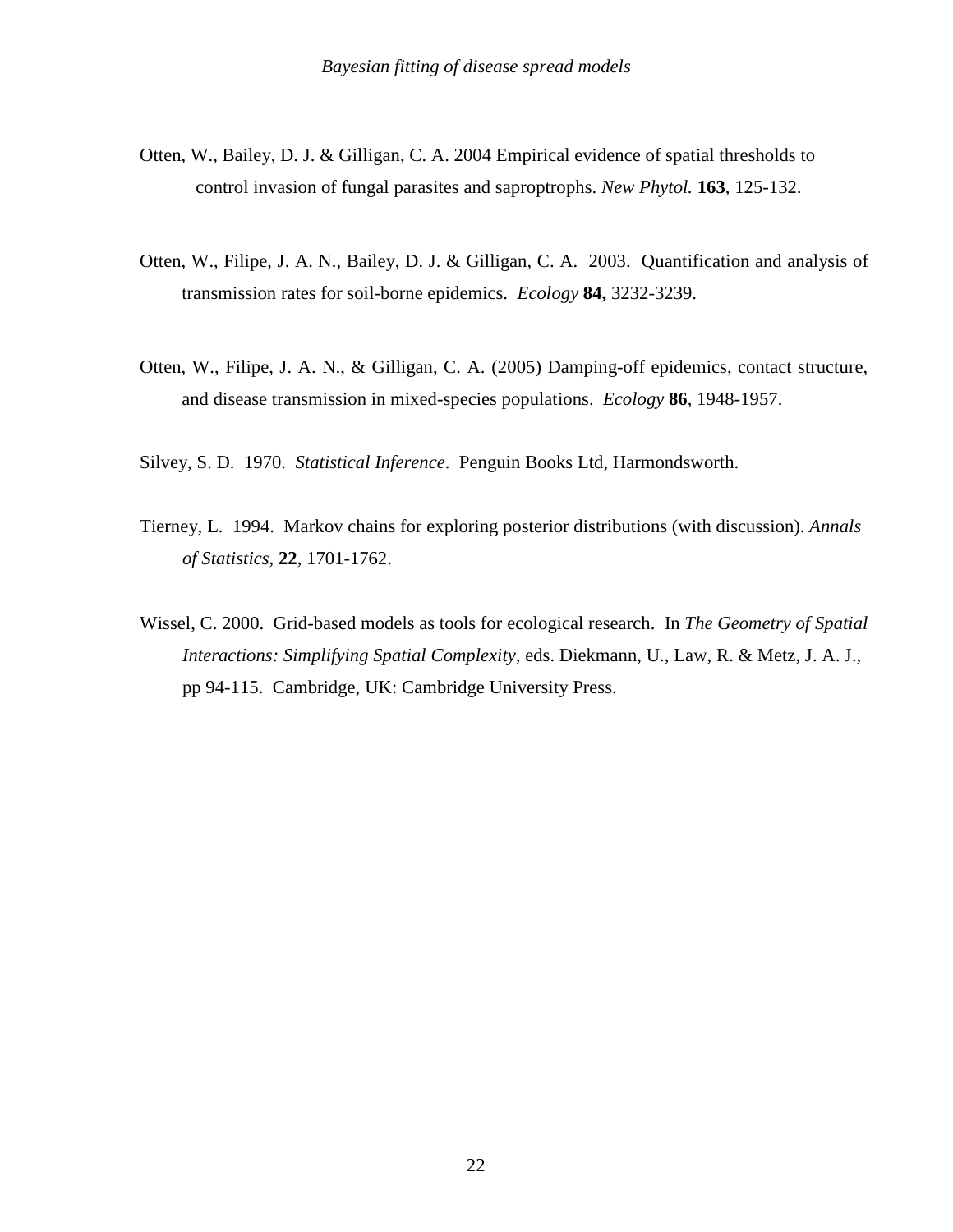Otten, W., Bailey, D. J. & Gilligan, C. A. 2004 Empirical evidence of spatial thresholds to control invasion of fungal parasites and saproptrophs. *New Phytol.* **163**, 125-132.

Otten, W., Filipe, J. A. N., Bailey, D. J. & Gilligan, C. A. 2003. Quantification and analysis of transmission rates for soil-borne epidemics. *Ecology* **84,** 3232-3239.

Otten, W., Filipe, J. A. N., & Gilligan, C. A. (2005) Damping-off epidemics, contact structure, and disease transmission in mixed-species populations. *Ecology* **86**, 1948-1957.

Silvey, S. D. 1970. *Statistical Inference*. Penguin Books Ltd, Harmondsworth.

Tierney, L. 1994. Markov chains for exploring posterior distributions (with discussion). *Annals of Statistics*, **22**, 1701-1762.

Wissel, C. 2000. Grid-based models as tools for ecological research. In *The Geometry of Spatial Interactions: Simplifying Spatial Complexity*, eds. Diekmann, U., Law, R. & Metz, J. A. J., pp 94-115. Cambridge, UK: Cambridge University Press.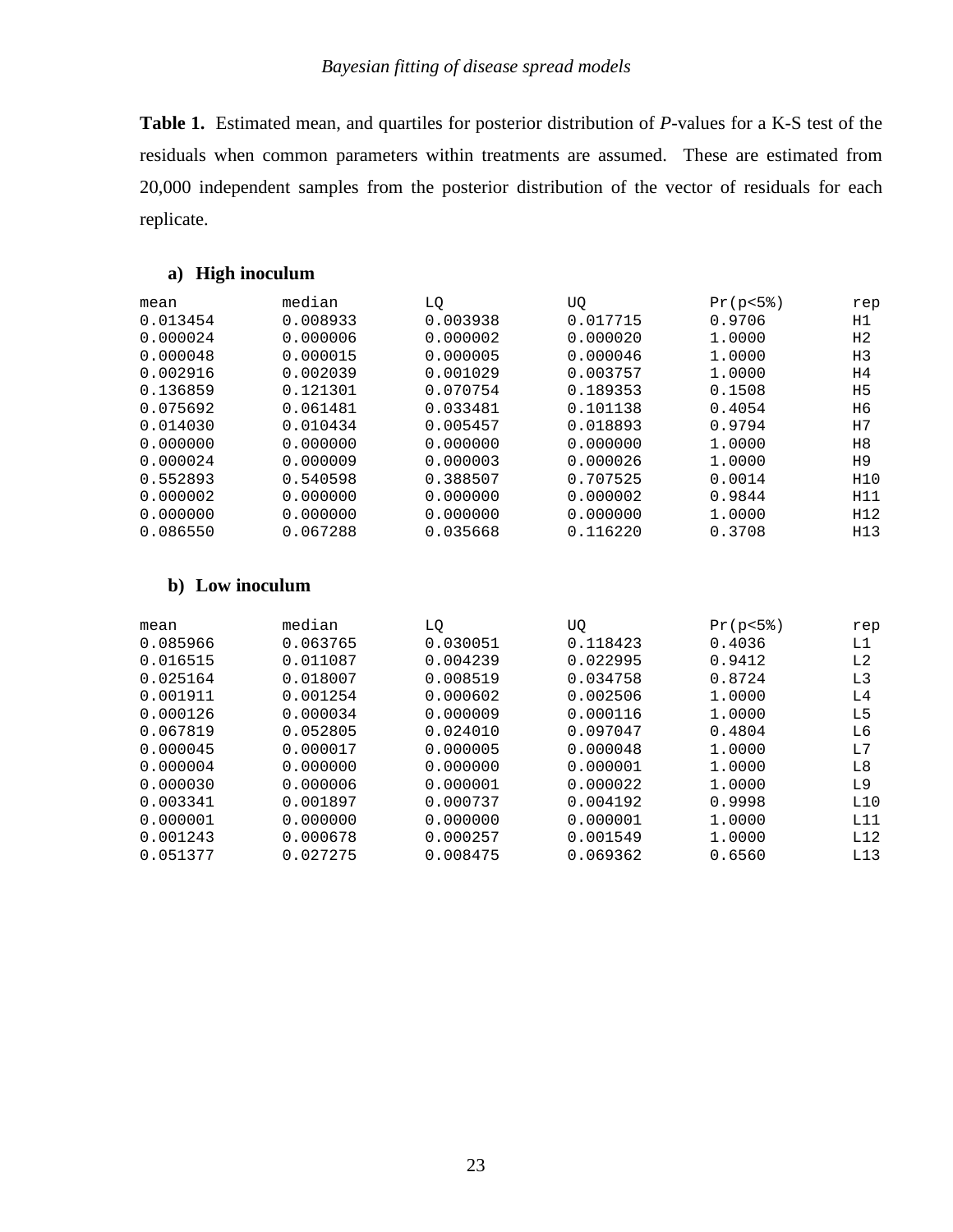**Table 1.** Estimated mean, and quartiles for posterior distribution of *P*-values for a K-S test of the residuals when common parameters within treatments are assumed. These are estimated from 20,000 independent samples from the posterior distribution of the vector of residuals for each replicate.

**a) High inoculum**

| mean | median | LQ | UQ | Pr(p<5%) | rep |
|---|---|---|---|---|---|
| 0.013454 | 0.008933 | 0.003938 | 0.017715 | 0.9706 | H1 |
| 0.000024 | 0.000006 | 0.000002 | 0.000020 | 1.0000 | H2 |
| 0.000048 | 0.000015 | 0.000005 | 0.000046 | 1.0000 | H3 |
| 0.002916 | 0.002039 | 0.001029 | 0.003757 | 1.0000 | H4 |
| 0.136859 | 0.121301 | 0.070754 | 0.189353 | 0.1508 | H5 |
| 0.075692 | 0.061481 | 0.033481 | 0.101138 | 0.4054 | H6 |
| 0.014030 | 0.010434 | 0.005457 | 0.018893 | 0.9794 | H7 |
| 0.000000 | 0.000000 | 0.000000 | 0.000000 | 1.0000 | H8 |
| 0.000024 | 0.000009 | 0.000003 | 0.000026 | 1.0000 | H9 |
| 0.552893 | 0.540598 | 0.388507 | 0.707525 | 0.0014 | H10 |
| 0.000002 | 0.000000 | 0.000000 | 0.000002 | 0.9844 | H11 |
| 0.000000 | 0.000000 | 0.000000 | 0.000000 | 1.0000 | H12 |
| 0.086550 | 0.067288 | 0.035668 | 0.116220 | 0.3708 | H13 |

**b) Low inoculum**

| mean | median | LQ | UQ | Pr(p<5%) | rep |
|---|---|---|---|---|---|
| 0.085966 | 0.063765 | 0.030051 | 0.118423 | 0.4036 | L1 |
| 0.016515 | 0.011087 | 0.004239 | 0.022995 | 0.9412 | L2 |
| 0.025164 | 0.018007 | 0.008519 | 0.034758 | 0.8724 | L3 |
| 0.001911 | 0.001254 | 0.000602 | 0.002506 | 1.0000 | L4 |
| 0.000126 | 0.000034 | 0.000009 | 0.000116 | 1.0000 | L5 |
| 0.067819 | 0.052805 | 0.024010 | 0.097047 | 0.4804 | L6 |
| 0.000045 | 0.000017 | 0.000005 | 0.000048 | 1.0000 | L7 |
| 0.000004 | 0.000000 | 0.000000 | 0.000001 | 1.0000 | L8 |
| 0.000030 | 0.000006 | 0.000001 | 0.000022 | 1.0000 | L9 |
| 0.003341 | 0.001897 | 0.000737 | 0.004192 | 0.9998 | L10 |
| 0.000001 | 0.000000 | 0.000000 | 0.000001 | 1.0000 | L11 |
| 0.001243 | 0.000678 | 0.000257 | 0.001549 | 1.0000 | L12 |
| 0.051377 | 0.027275 | 0.008475 | 0.069362 | 0.6560 | L13 |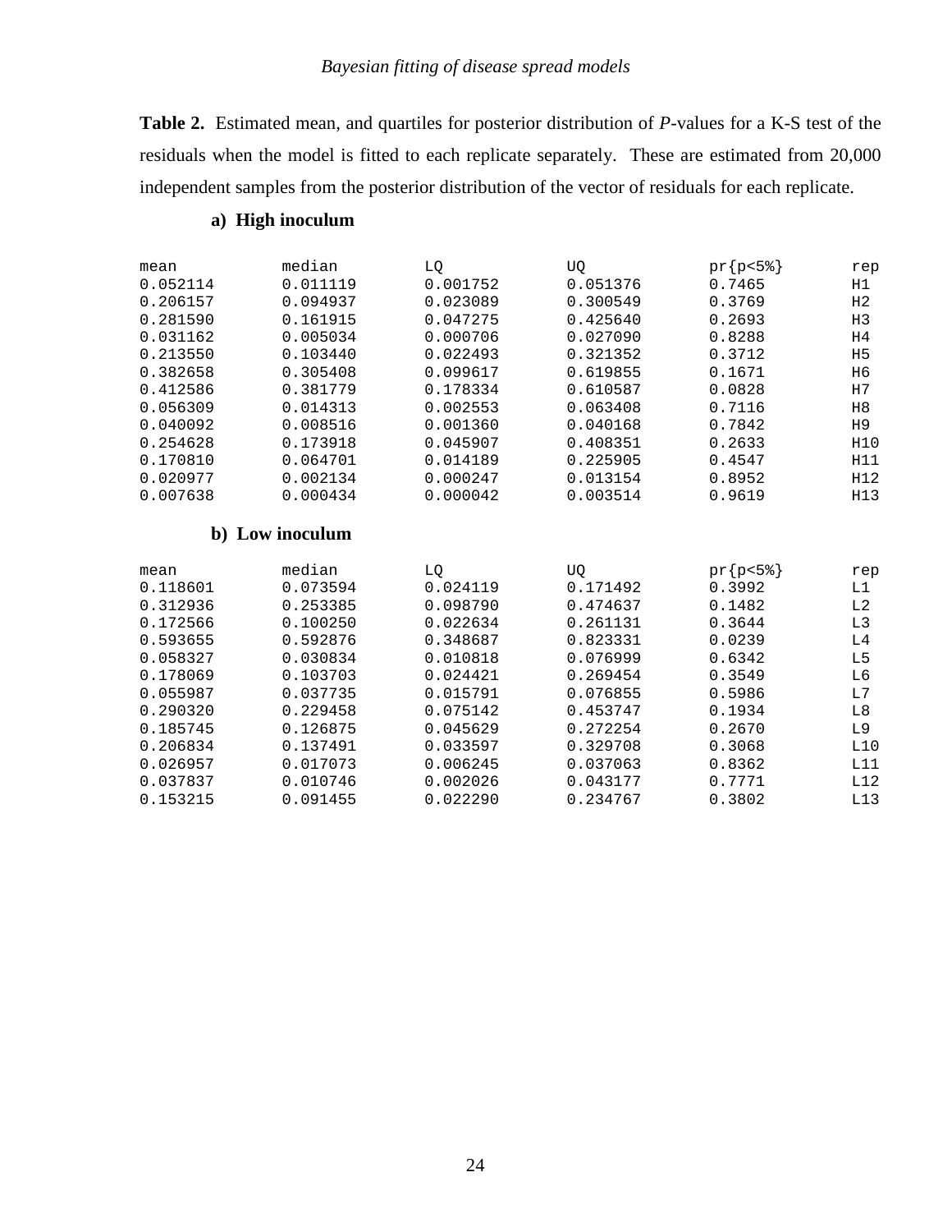**Table 2.** Estimated mean, and quartiles for posterior distribution of *P*-values for a K-S test of the residuals when the model is fitted to each replicate separately. These are estimated from 20,000 independent samples from the posterior distribution of the vector of residuals for each replicate.

**a) High inoculum**

| mean | median | LQ | UQ | pr{p<5%} | rep |
|---|---|---|---|---|---|
| 0.052114 | 0.011119 | 0.001752 | 0.051376 | 0.7465 | H1 |
| 0.206157 | 0.094937 | 0.023089 | 0.300549 | 0.3769 | H2 |
| 0.281590 | 0.161915 | 0.047275 | 0.425640 | 0.2693 | H3 |
| 0.031162 | 0.005034 | 0.000706 | 0.027090 | 0.8288 | H4 |
| 0.213550 | 0.103440 | 0.022493 | 0.321352 | 0.3712 | H5 |
| 0.382658 | 0.305408 | 0.099617 | 0.619855 | 0.1671 | H6 |
| 0.412586 | 0.381779 | 0.178334 | 0.610587 | 0.0828 | H7 |
| 0.056309 | 0.014313 | 0.002553 | 0.063408 | 0.7116 | H8 |
| 0.040092 | 0.008516 | 0.001360 | 0.040168 | 0.7842 | H9 |
| 0.254628 | 0.173918 | 0.045907 | 0.408351 | 0.2633 | H10 |
| 0.170810 | 0.064701 | 0.014189 | 0.225905 | 0.4547 | H11 |
| 0.020977 | 0.002134 | 0.000247 | 0.013154 | 0.8952 | H12 |
| 0.007638 | 0.000434 | 0.000042 | 0.003514 | 0.9619 | H13 |

**b) Low inoculum**

| mean | median | LQ | UQ | pr{p<5%} | rep |
|---|---|---|---|---|---|
| 0.118601 | 0.073594 | 0.024119 | 0.171492 | 0.3992 | L1 |
| 0.312936 | 0.253385 | 0.098790 | 0.474637 | 0.1482 | L2 |
| 0.172566 | 0.100250 | 0.022634 | 0.261131 | 0.3644 | L3 |
| 0.593655 | 0.592876 | 0.348687 | 0.823331 | 0.0239 | L4 |
| 0.058327 | 0.030834 | 0.010818 | 0.076999 | 0.6342 | L5 |
| 0.178069 | 0.103703 | 0.024421 | 0.269454 | 0.3549 | L6 |
| 0.055987 | 0.037735 | 0.015791 | 0.076855 | 0.5986 | L7 |
| 0.290320 | 0.229458 | 0.075142 | 0.453747 | 0.1934 | L8 |
| 0.185745 | 0.126875 | 0.045629 | 0.272254 | 0.2670 | L9 |
| 0.206834 | 0.137491 | 0.033597 | 0.329708 | 0.3068 | L10 |
| 0.026957 | 0.017073 | 0.006245 | 0.037063 | 0.8362 | L11 |
| 0.037837 | 0.010746 | 0.002026 | 0.043177 | 0.7771 | L12 |
| 0.153215 | 0.091455 | 0.022290 | 0.234767 | 0.3802 | L13 |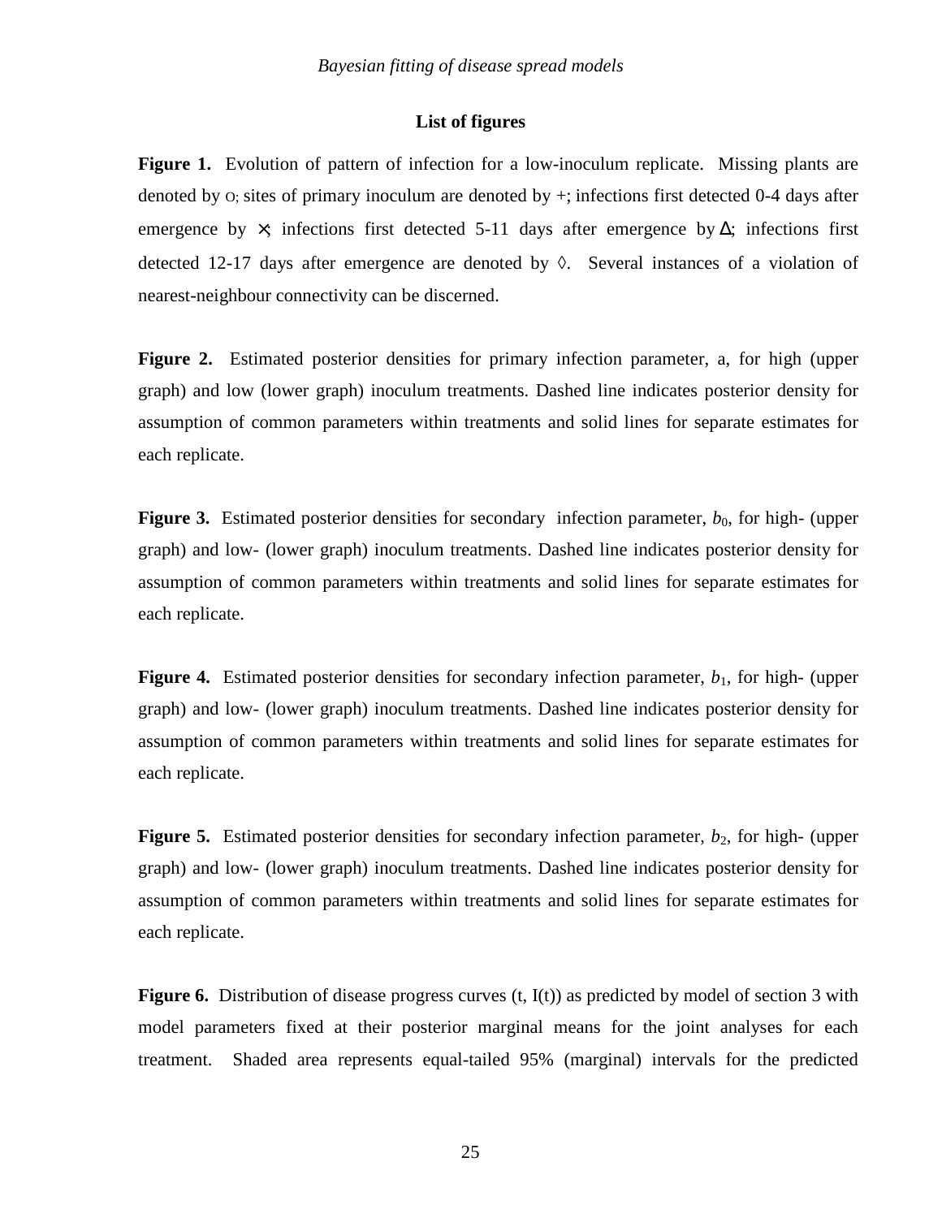## List of figures

**Figure 1.** Evolution of pattern of infection for a low-inoculum replicate. Missing plants are denoted by O; sites of primary inoculum are denoted by +; infections first detected 0-4 days after emergence by ×; infections first detected 5-11 days after emergence by Δ; infections first detected 12-17 days after emergence are denoted by ◊. Several instances of a violation of nearest-neighbour connectivity can be discerned.

**Figure 2.** Estimated posterior densities for primary infection parameter, a, for high (upper graph) and low (lower graph) inoculum treatments. Dashed line indicates posterior density for assumption of common parameters within treatments and solid lines for separate estimates for each replicate.

**Figure 3.** Estimated posterior densities for secondary infection parameter, $b_0$, for high- (upper graph) and low- (lower graph) inoculum treatments. Dashed line indicates posterior density for assumption of common parameters within treatments and solid lines for separate estimates for each replicate.

**Figure 4.** Estimated posterior densities for secondary infection parameter, $b_1$, for high- (upper graph) and low- (lower graph) inoculum treatments. Dashed line indicates posterior density for assumption of common parameters within treatments and solid lines for separate estimates for each replicate.

**Figure 5.** Estimated posterior densities for secondary infection parameter, $b_2$, for high- (upper graph) and low- (lower graph) inoculum treatments. Dashed line indicates posterior density for assumption of common parameters within treatments and solid lines for separate estimates for each replicate.

**Figure 6.** Distribution of disease progress curves (t, I(t)) as predicted by model of section 3 with model parameters fixed at their posterior marginal means for the joint analyses for each treatment. Shaded area represents equal-tailed 95% (marginal) intervals for the predicted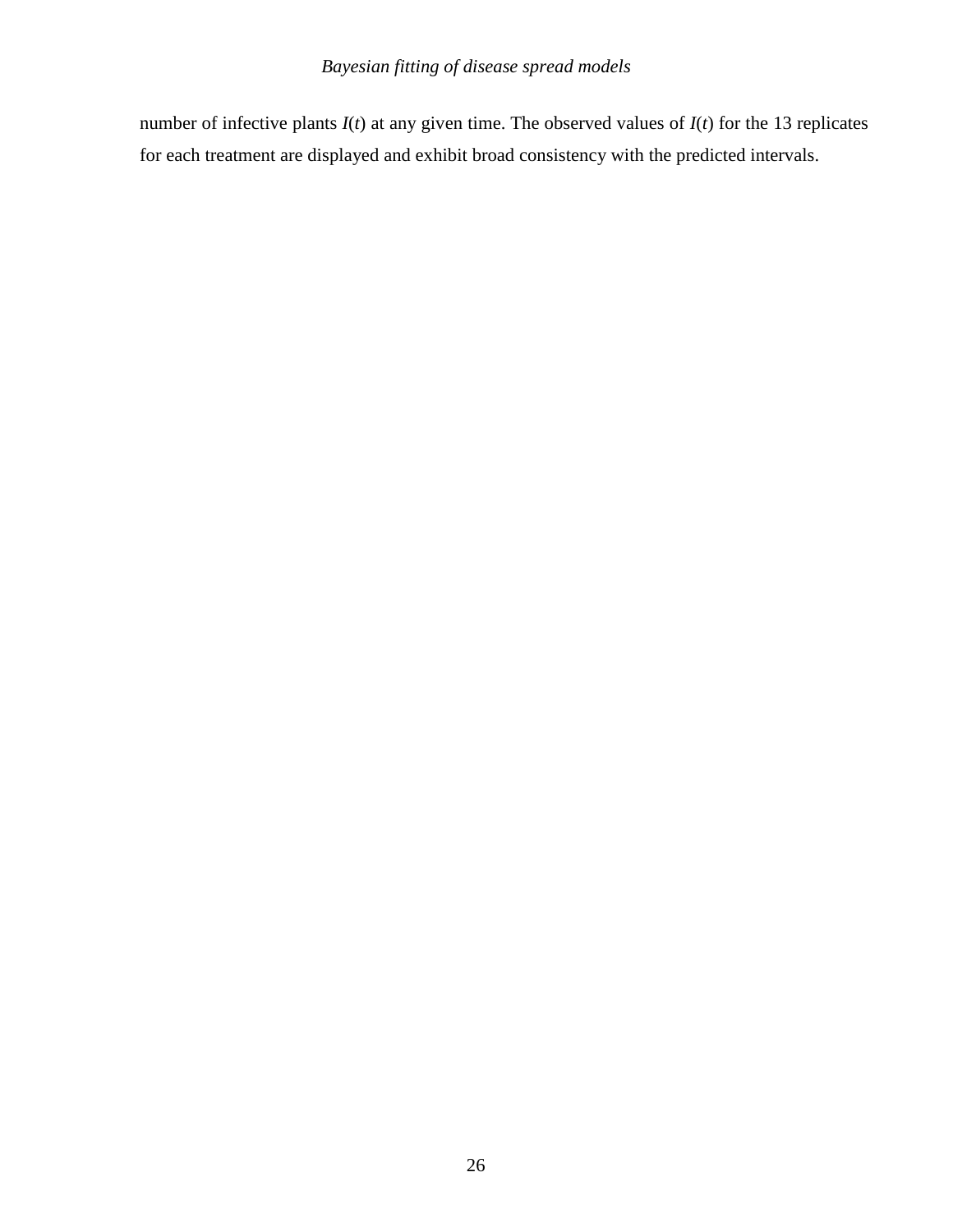number of infective plants $I(t)$ at any given time. The observed values of $I(t)$ for the 13 replicates for each treatment are displayed and exhibit broad consistency with the predicted intervals.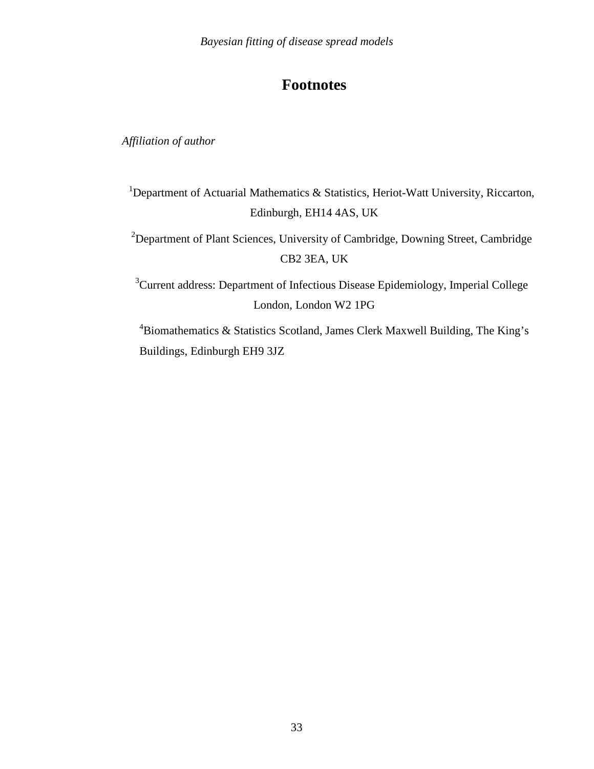# Footnotes

*Affiliation of author*

[1]Department of Actuarial Mathematics & Statistics, Heriot-Watt University, Riccarton, Edinburgh, EH14 4AS, UK

[2]Department of Plant Sciences, University of Cambridge, Downing Street, Cambridge CB2 3EA, UK

[3]Current address: Department of Infectious Disease Epidemiology, Imperial College London, London W2 1PG

[4]Biomathematics & Statistics Scotland, James Clerk Maxwell Building, The King's Buildings, Edinburgh EH9 3JZ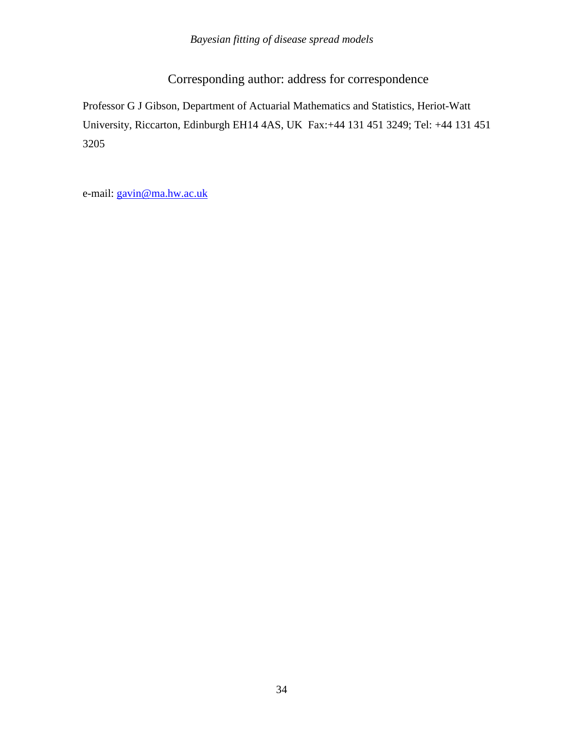## Corresponding author: address for correspondence

Professor G J Gibson, Department of Actuarial Mathematics and Statistics, Heriot-Watt University, Riccarton, Edinburgh EH14 4AS, UK Fax:+44 131 451 3249; Tel: +44 131 451 3205

e-mail: gavin@ma.hw.ac.uk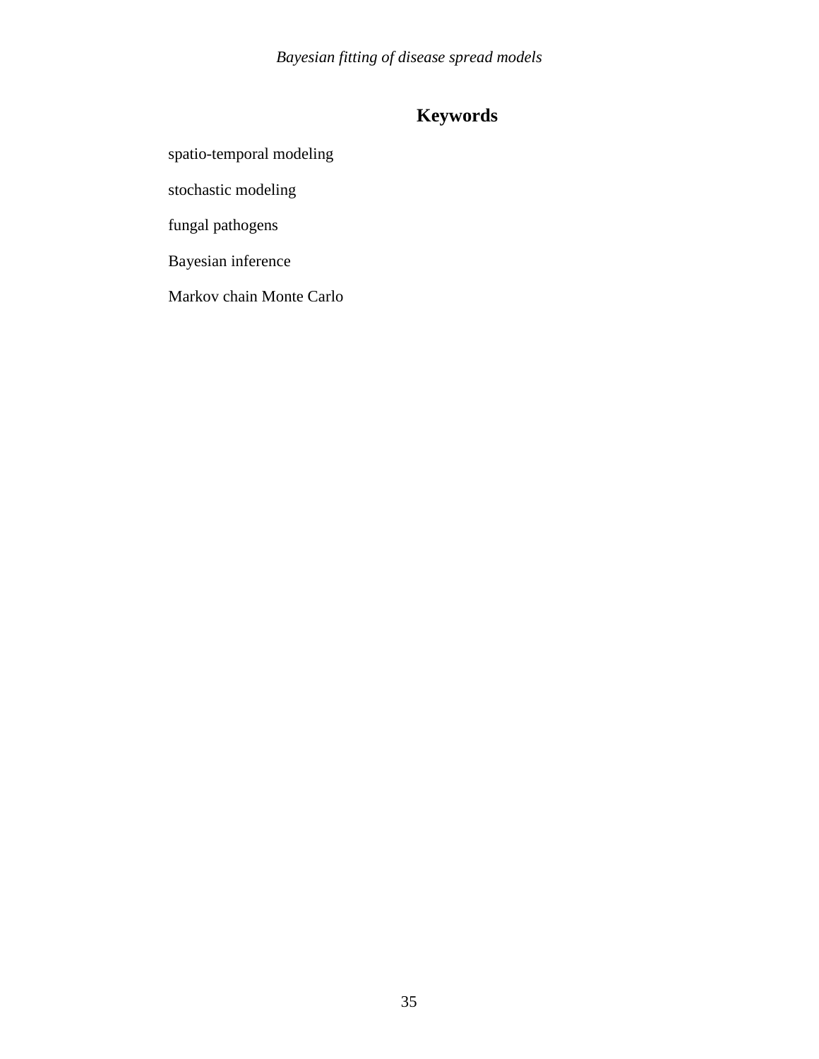## Keywords

spatio-temporal modeling

stochastic modeling

fungal pathogens

Bayesian inference

Markov chain Monte Carlo